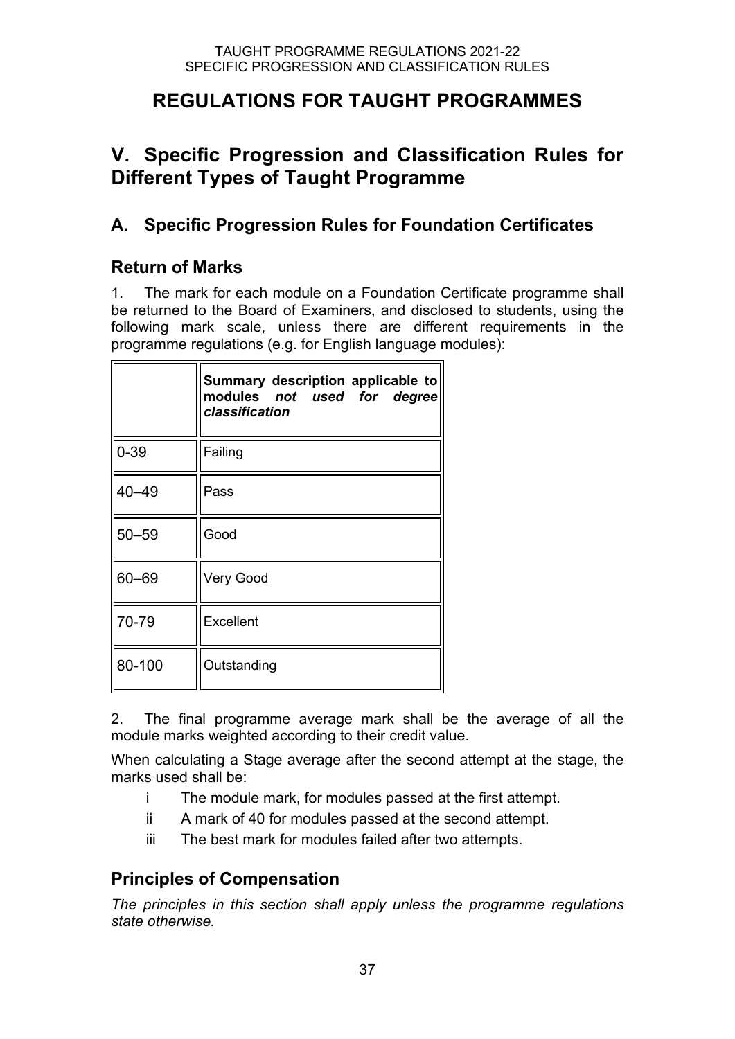# REGULATIONS FOR TAUGHT PROGRAMMES

## V. Specific Progression and Classification Rules for Different Types of Taught Programme

### A. Specific Progression Rules for Foundation Certificates

#### Return of Marks

1. The mark for each module on a Foundation Certificate programme shall be returned to the Board of Examiners, and disclosed to students, using the following mark scale, unless there are different requirements in the programme regulations (e.g. for English language modules):

| | **Summary description applicable to modules *not used for degree classification*** |
|---|---|
| 0-39 | Failing |
| 40–49 | Pass |
| 50–59 | Good |
| 60–69 | Very Good |
| 70-79 | Excellent |
| 80-100 | Outstanding |

2. The final programme average mark shall be the average of all the module marks weighted according to their credit value.

When calculating a Stage average after the second attempt at the stage, the marks used shall be:

- i The module mark, for modules passed at the first attempt.
- ii A mark of 40 for modules passed at the second attempt.
- iii The best mark for modules failed after two attempts.

#### Principles of Compensation

*The principles in this section shall apply unless the programme regulations state otherwise.*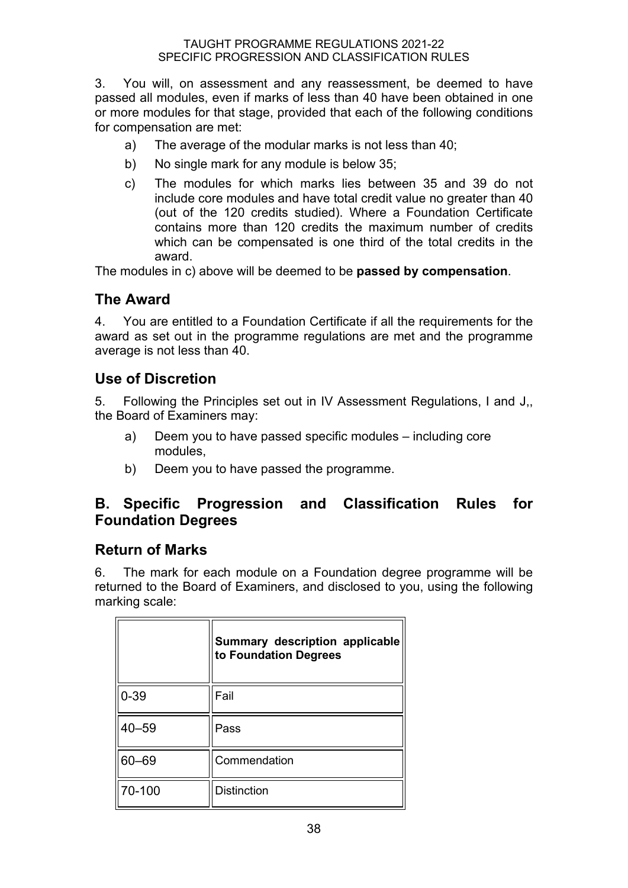3. You will, on assessment and any reassessment, be deemed to have passed all modules, even if marks of less than 40 have been obtained in one or more modules for that stage, provided that each of the following conditions for compensation are met:

   a) The average of the modular marks is not less than 40;

   b) No single mark for any module is below 35;

   c) The modules for which marks lies between 35 and 39 do not include core modules and have total credit value no greater than 40 (out of the 120 credits studied). Where a Foundation Certificate contains more than 120 credits the maximum number of credits which can be compensated is one third of the total credits in the award.

The modules in c) above will be deemed to be **passed by compensation**.

## The Award

4. You are entitled to a Foundation Certificate if all the requirements for the award as set out in the programme regulations are met and the programme average is not less than 40.

## Use of Discretion

5. Following the Principles set out in IV Assessment Regulations, I and J,, the Board of Examiners may:

   a) Deem you to have passed specific modules – including core modules,

   b) Deem you to have passed the programme.

## B. Specific Progression and Classification Rules for Foundation Degrees

## Return of Marks

6. The mark for each module on a Foundation degree programme will be returned to the Board of Examiners, and disclosed to you, using the following marking scale:

| | Summary description applicable to Foundation Degrees |
|---|---|
| 0-39 | Fail |
| 40–59 | Pass |
| 60–69 | Commendation |
| 70-100 | Distinction |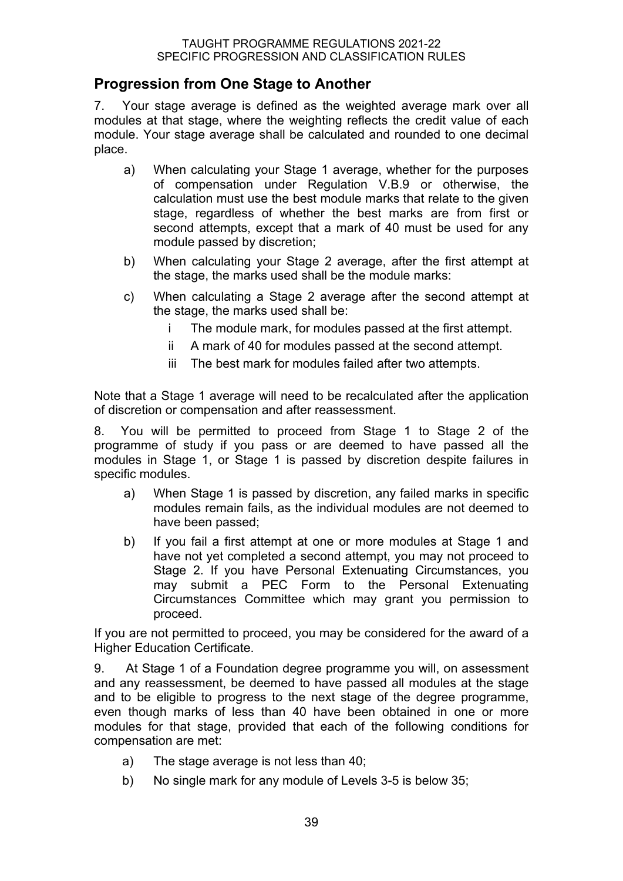## Progression from One Stage to Another

7. Your stage average is defined as the weighted average mark over all modules at that stage, where the weighting reflects the credit value of each module. Your stage average shall be calculated and rounded to one decimal place.

   a) When calculating your Stage 1 average, whether for the purposes of compensation under Regulation V.B.9 or otherwise, the calculation must use the best module marks that relate to the given stage, regardless of whether the best marks are from first or second attempts, except that a mark of 40 must be used for any module passed by discretion;

   b) When calculating your Stage 2 average, after the first attempt at the stage, the marks used shall be the module marks:

   c) When calculating a Stage 2 average after the second attempt at the stage, the marks used shall be:

      i The module mark, for modules passed at the first attempt.

      ii A mark of 40 for modules passed at the second attempt.

      iii The best mark for modules failed after two attempts.

Note that a Stage 1 average will need to be recalculated after the application of discretion or compensation and after reassessment.

8. You will be permitted to proceed from Stage 1 to Stage 2 of the programme of study if you pass or are deemed to have passed all the modules in Stage 1, or Stage 1 is passed by discretion despite failures in specific modules.

   a) When Stage 1 is passed by discretion, any failed marks in specific modules remain fails, as the individual modules are not deemed to have been passed;

   b) If you fail a first attempt at one or more modules at Stage 1 and have not yet completed a second attempt, you may not proceed to Stage 2. If you have Personal Extenuating Circumstances, you may submit a PEC Form to the Personal Extenuating Circumstances Committee which may grant you permission to proceed.

If you are not permitted to proceed, you may be considered for the award of a Higher Education Certificate.

9. At Stage 1 of a Foundation degree programme you will, on assessment and any reassessment, be deemed to have passed all modules at the stage and to be eligible to progress to the next stage of the degree programme, even though marks of less than 40 have been obtained in one or more modules for that stage, provided that each of the following conditions for compensation are met:

   a) The stage average is not less than 40;

   b) No single mark for any module of Levels 3-5 is below 35;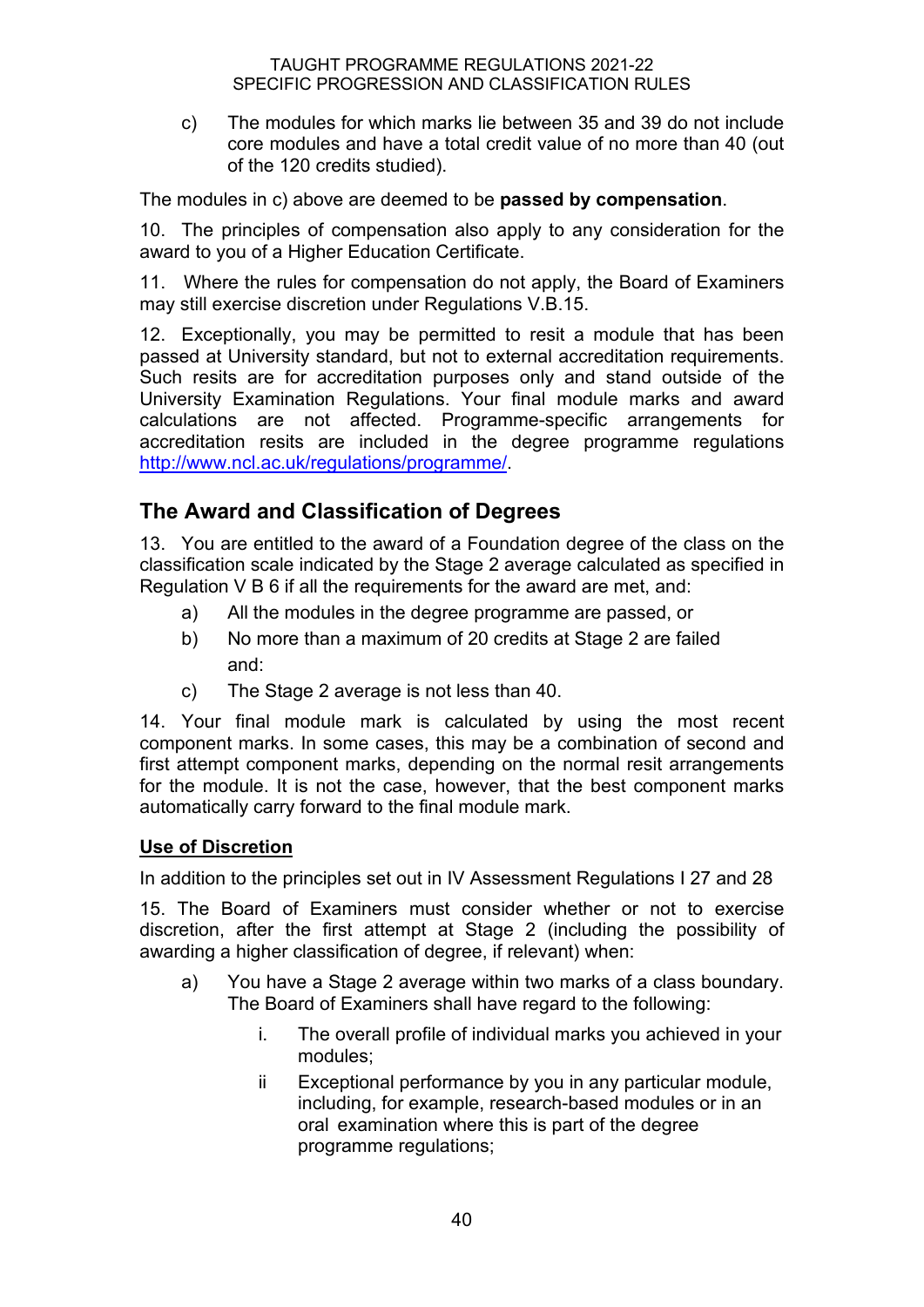c) The modules for which marks lie between 35 and 39 do not include core modules and have a total credit value of no more than 40 (out of the 120 credits studied).

The modules in c) above are deemed to be **passed by compensation**.

10. The principles of compensation also apply to any consideration for the award to you of a Higher Education Certificate.

11. Where the rules for compensation do not apply, the Board of Examiners may still exercise discretion under Regulations V.B.15.

12. Exceptionally, you may be permitted to resit a module that has been passed at University standard, but not to external accreditation requirements. Such resits are for accreditation purposes only and stand outside of the University Examination Regulations. Your final module marks and award calculations are not affected. Programme-specific arrangements for accreditation resits are included in the degree programme regulations [http://www.ncl.ac.uk/regulations/programme/](http://www.ncl.ac.uk/regulations/programme/).

## The Award and Classification of Degrees

13. You are entitled to the award of a Foundation degree of the class on the classification scale indicated by the Stage 2 average calculated as specified in Regulation V B 6 if all the requirements for the award are met, and:

a) All the modules in the degree programme are passed, or

b) No more than a maximum of 20 credits at Stage 2 are failed

and:

c) The Stage 2 average is not less than 40.

14. Your final module mark is calculated by using the most recent component marks. In some cases, this may be a combination of second and first attempt component marks, depending on the normal resit arrangements for the module. It is not the case, however, that the best component marks automatically carry forward to the final module mark.

### Use of Discretion

In addition to the principles set out in IV Assessment Regulations I 27 and 28

15. The Board of Examiners must consider whether or not to exercise discretion, after the first attempt at Stage 2 (including the possibility of awarding a higher classification of degree, if relevant) when:

a) You have a Stage 2 average within two marks of a class boundary. The Board of Examiners shall have regard to the following:

   i. The overall profile of individual marks you achieved in your modules;

   ii Exceptional performance by you in any particular module, including, for example, research-based modules or in an oral examination where this is part of the degree programme regulations;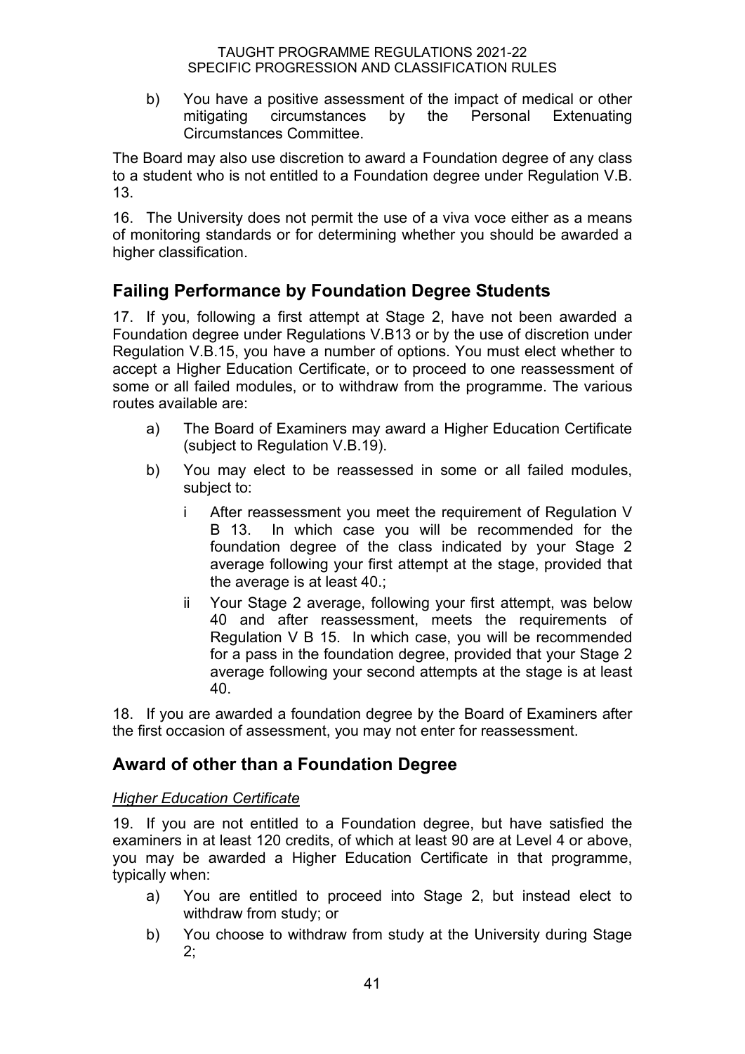b) You have a positive assessment of the impact of medical or other mitigating circumstances by the Personal Extenuating Circumstances Committee.

The Board may also use discretion to award a Foundation degree of any class to a student who is not entitled to a Foundation degree under Regulation V.B. 13.

16. The University does not permit the use of a viva voce either as a means of monitoring standards or for determining whether you should be awarded a higher classification.

## Failing Performance by Foundation Degree Students

17. If you, following a first attempt at Stage 2, have not been awarded a Foundation degree under Regulations V.B13 or by the use of discretion under Regulation V.B.15, you have a number of options. You must elect whether to accept a Higher Education Certificate, or to proceed to one reassessment of some or all failed modules, or to withdraw from the programme. The various routes available are:

a) The Board of Examiners may award a Higher Education Certificate (subject to Regulation V.B.19).

b) You may elect to be reassessed in some or all failed modules, subject to:

   i After reassessment you meet the requirement of Regulation V B 13. In which case you will be recommended for the foundation degree of the class indicated by your Stage 2 average following your first attempt at the stage, provided that the average is at least 40.;

   ii Your Stage 2 average, following your first attempt, was below 40 and after reassessment, meets the requirements of Regulation V B 15. In which case, you will be recommended for a pass in the foundation degree, provided that your Stage 2 average following your second attempts at the stage is at least 40.

18. If you are awarded a foundation degree by the Board of Examiners after the first occasion of assessment, you may not enter for reassessment.

## Award of other than a Foundation Degree

### *Higher Education Certificate*

19. If you are not entitled to a Foundation degree, but have satisfied the examiners in at least 120 credits, of which at least 90 are at Level 4 or above, you may be awarded a Higher Education Certificate in that programme, typically when:

a) You are entitled to proceed into Stage 2, but instead elect to withdraw from study; or

b) You choose to withdraw from study at the University during Stage 2;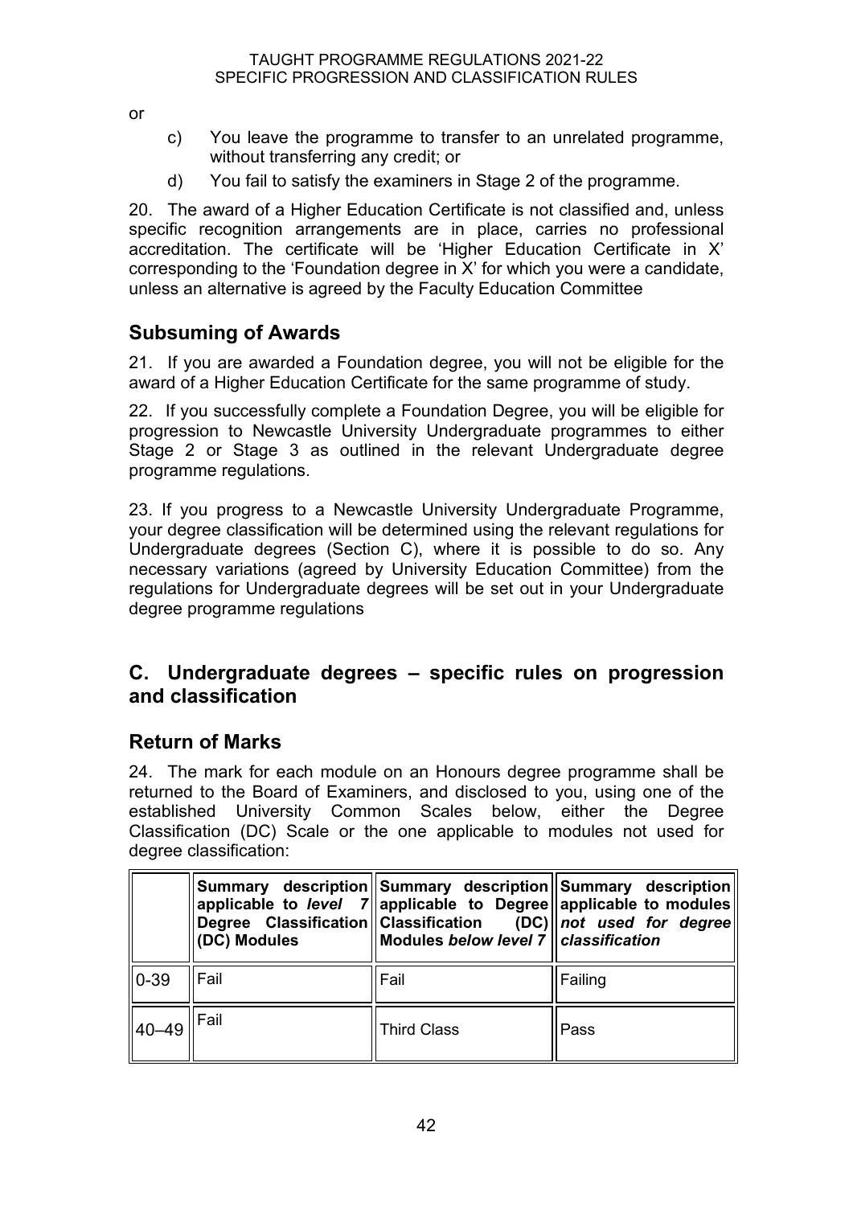or

c) You leave the programme to transfer to an unrelated programme, without transferring any credit; or

d) You fail to satisfy the examiners in Stage 2 of the programme.

20. The award of a Higher Education Certificate is not classified and, unless specific recognition arrangements are in place, carries no professional accreditation. The certificate will be 'Higher Education Certificate in X' corresponding to the 'Foundation degree in X' for which you were a candidate, unless an alternative is agreed by the Faculty Education Committee

## Subsuming of Awards

21. If you are awarded a Foundation degree, you will not be eligible for the award of a Higher Education Certificate for the same programme of study.

22. If you successfully complete a Foundation Degree, you will be eligible for progression to Newcastle University Undergraduate programmes to either Stage 2 or Stage 3 as outlined in the relevant Undergraduate degree programme regulations.

23. If you progress to a Newcastle University Undergraduate Programme, your degree classification will be determined using the relevant regulations for Undergraduate degrees (Section C), where it is possible to do so. Any necessary variations (agreed by University Education Committee) from the regulations for Undergraduate degrees will be set out in your Undergraduate degree programme regulations

## C. Undergraduate degrees – specific rules on progression and classification

## Return of Marks

24. The mark for each module on an Honours degree programme shall be returned to the Board of Examiners, and disclosed to you, using one of the established University Common Scales below, either the Degree Classification (DC) Scale or the one applicable to modules not used for degree classification:

| | **Summary description applicable to *level 7* Degree Classification (DC) Modules** | **Summary description applicable to Degree Classification (DC) Modules *below level 7*** | **Summary description applicable to modules *not used for degree classification*** |
|---|---|---|---|
| 0-39 | Fail | Fail | Failing |
| 40–49 | Fail | Third Class | Pass |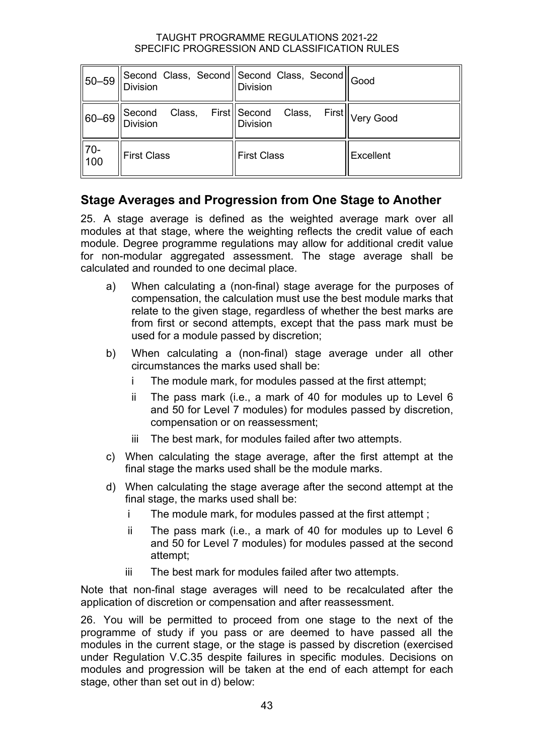| 50–59 | Second Class, Second Division | Second Class, Second Division | Good |
|---|---|---|---|
| 60–69 | Second Class, First Division | Second Class, First Division | Very Good |
| 70-100 | First Class | First Class | Excellent |

## Stage Averages and Progression from One Stage to Another

25. A stage average is defined as the weighted average mark over all modules at that stage, where the weighting reflects the credit value of each module. Degree programme regulations may allow for additional credit value for non-modular aggregated assessment. The stage average shall be calculated and rounded to one decimal place.

a) When calculating a (non-final) stage average for the purposes of compensation, the calculation must use the best module marks that relate to the given stage, regardless of whether the best marks are from first or second attempts, except that the pass mark must be used for a module passed by discretion;

b) When calculating a (non-final) stage average under all other circumstances the marks used shall be:

   i The module mark, for modules passed at the first attempt;

   ii The pass mark (i.e., a mark of 40 for modules up to Level 6 and 50 for Level 7 modules) for modules passed by discretion, compensation or on reassessment;

   iii The best mark, for modules failed after two attempts.

c) When calculating the stage average, after the first attempt at the final stage the marks used shall be the module marks.

d) When calculating the stage average after the second attempt at the final stage, the marks used shall be:

   i The module mark, for modules passed at the first attempt ;

   ii The pass mark (i.e., a mark of 40 for modules up to Level 6 and 50 for Level 7 modules) for modules passed at the second attempt;

   iii The best mark for modules failed after two attempts.

Note that non-final stage averages will need to be recalculated after the application of discretion or compensation and after reassessment.

26. You will be permitted to proceed from one stage to the next of the programme of study if you pass or are deemed to have passed all the modules in the current stage, or the stage is passed by discretion (exercised under Regulation V.C.35 despite failures in specific modules. Decisions on modules and progression will be taken at the end of each attempt for each stage, other than set out in d) below: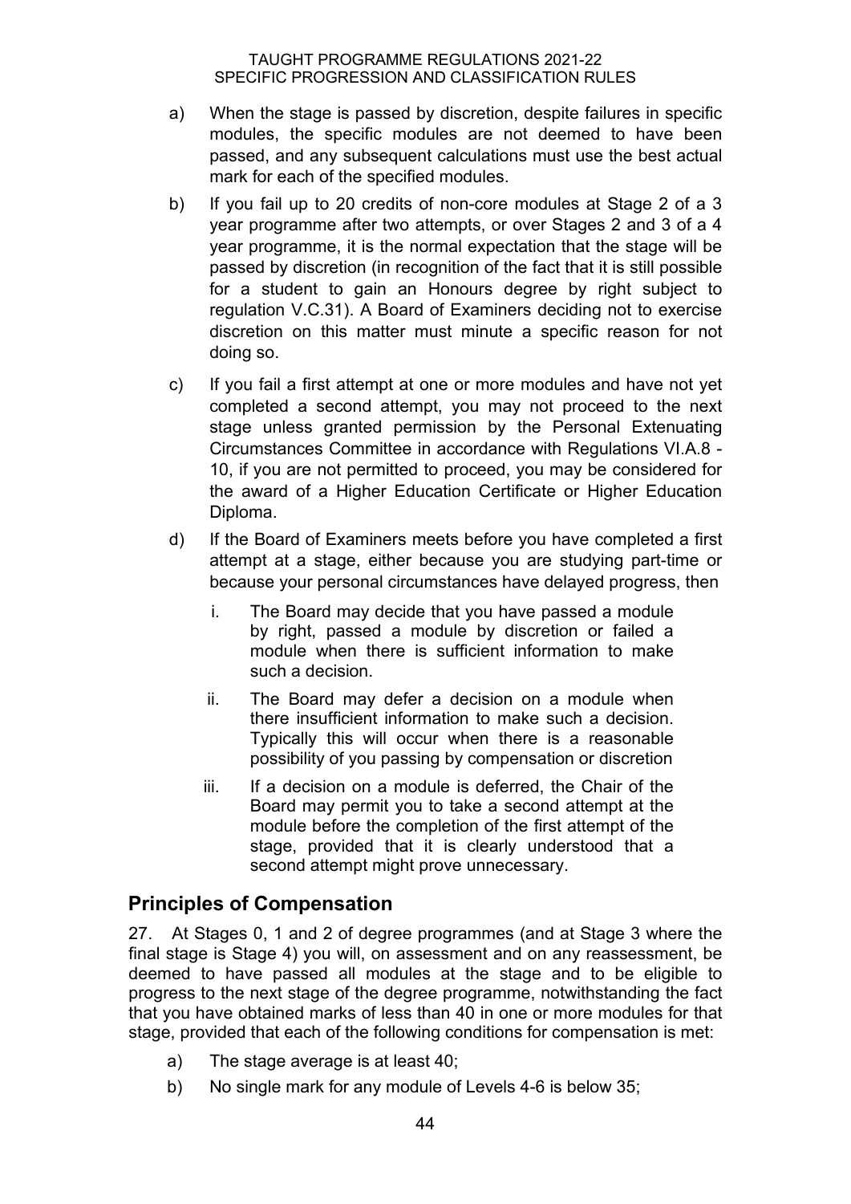a) When the stage is passed by discretion, despite failures in specific modules, the specific modules are not deemed to have been passed, and any subsequent calculations must use the best actual mark for each of the specified modules.

b) If you fail up to 20 credits of non-core modules at Stage 2 of a 3 year programme after two attempts, or over Stages 2 and 3 of a 4 year programme, it is the normal expectation that the stage will be passed by discretion (in recognition of the fact that it is still possible for a student to gain an Honours degree by right subject to regulation V.C.31). A Board of Examiners deciding not to exercise discretion on this matter must minute a specific reason for not doing so.

c) If you fail a first attempt at one or more modules and have not yet completed a second attempt, you may not proceed to the next stage unless granted permission by the Personal Extenuating Circumstances Committee in accordance with Regulations VI.A.8 - 10, if you are not permitted to proceed, you may be considered for the award of a Higher Education Certificate or Higher Education Diploma.

d) If the Board of Examiners meets before you have completed a first attempt at a stage, either because you are studying part-time or because your personal circumstances have delayed progress, then

   i. The Board may decide that you have passed a module by right, passed a module by discretion or failed a module when there is sufficient information to make such a decision.

   ii. The Board may defer a decision on a module when there insufficient information to make such a decision. Typically this will occur when there is a reasonable possibility of you passing by compensation or discretion

   iii. If a decision on a module is deferred, the Chair of the Board may permit you to take a second attempt at the module before the completion of the first attempt of the stage, provided that it is clearly understood that a second attempt might prove unnecessary.

## Principles of Compensation

27. At Stages 0, 1 and 2 of degree programmes (and at Stage 3 where the final stage is Stage 4) you will, on assessment and on any reassessment, be deemed to have passed all modules at the stage and to be eligible to progress to the next stage of the degree programme, notwithstanding the fact that you have obtained marks of less than 40 in one or more modules for that stage, provided that each of the following conditions for compensation is met:

a) The stage average is at least 40;

b) No single mark for any module of Levels 4-6 is below 35;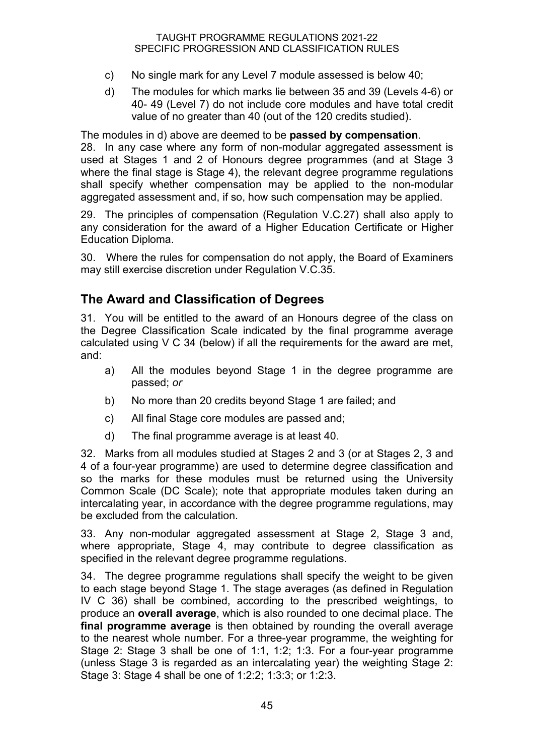c) No single mark for any Level 7 module assessed is below 40;

d) The modules for which marks lie between 35 and 39 (Levels 4-6) or 40- 49 (Level 7) do not include core modules and have total credit value of no greater than 40 (out of the 120 credits studied).

The modules in d) above are deemed to be **passed by compensation**.

28. In any case where any form of non-modular aggregated assessment is used at Stages 1 and 2 of Honours degree programmes (and at Stage 3 where the final stage is Stage 4), the relevant degree programme regulations shall specify whether compensation may be applied to the non-modular aggregated assessment and, if so, how such compensation may be applied.

29. The principles of compensation (Regulation V.C.27) shall also apply to any consideration for the award of a Higher Education Certificate or Higher Education Diploma.

30. Where the rules for compensation do not apply, the Board of Examiners may still exercise discretion under Regulation V.C.35.

## The Award and Classification of Degrees

31. You will be entitled to the award of an Honours degree of the class on the Degree Classification Scale indicated by the final programme average calculated using V C 34 (below) if all the requirements for the award are met, and:

a) All the modules beyond Stage 1 in the degree programme are passed; *or*

b) No more than 20 credits beyond Stage 1 are failed; and

c) All final Stage core modules are passed and;

d) The final programme average is at least 40.

32. Marks from all modules studied at Stages 2 and 3 (or at Stages 2, 3 and 4 of a four-year programme) are used to determine degree classification and so the marks for these modules must be returned using the University Common Scale (DC Scale); note that appropriate modules taken during an intercalating year, in accordance with the degree programme regulations, may be excluded from the calculation.

33. Any non-modular aggregated assessment at Stage 2, Stage 3 and, where appropriate, Stage 4, may contribute to degree classification as specified in the relevant degree programme regulations.

34. The degree programme regulations shall specify the weight to be given to each stage beyond Stage 1. The stage averages (as defined in Regulation IV C 36) shall be combined, according to the prescribed weightings, to produce an **overall average**, which is also rounded to one decimal place. The **final programme average** is then obtained by rounding the overall average to the nearest whole number. For a three-year programme, the weighting for Stage 2: Stage 3 shall be one of 1:1, 1:2; 1:3. For a four-year programme (unless Stage 3 is regarded as an intercalating year) the weighting Stage 2: Stage 3: Stage 4 shall be one of 1:2:2; 1:3:3; or 1:2:3.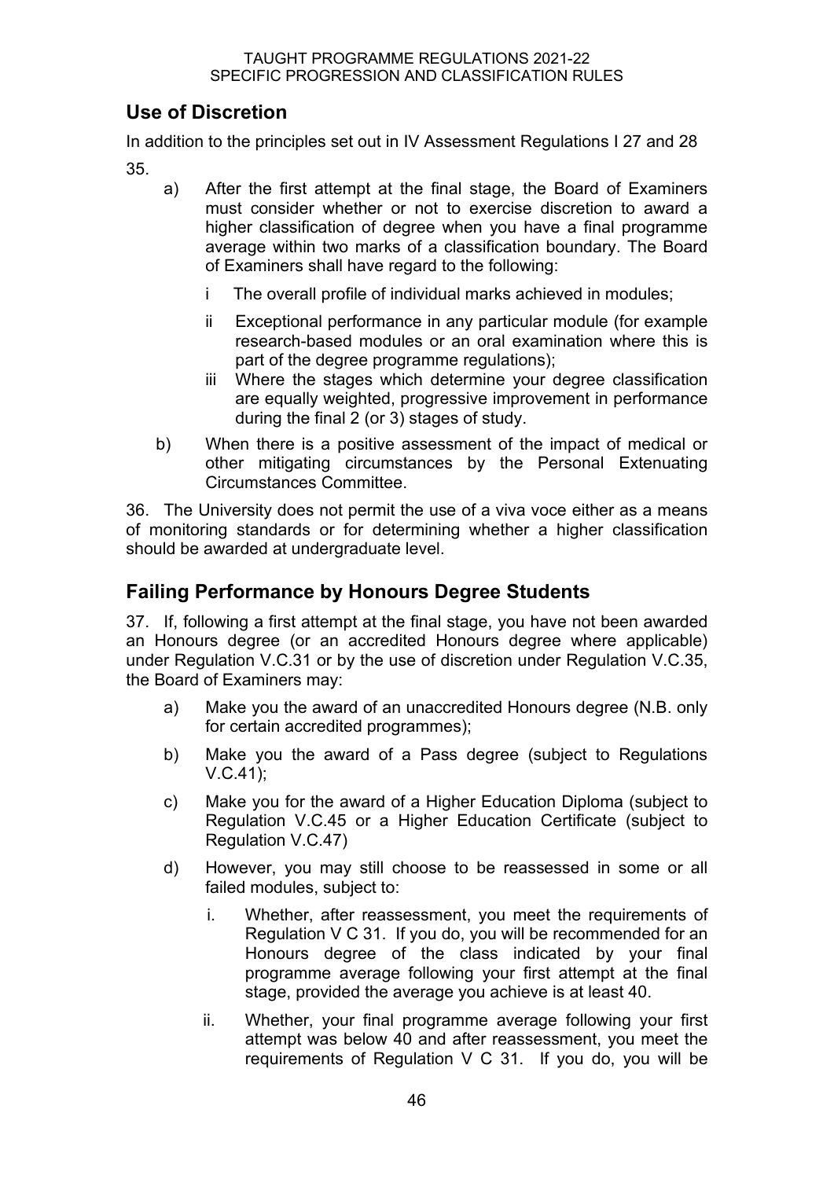## Use of Discretion

In addition to the principles set out in IV Assessment Regulations I 27 and 28

35.

a) After the first attempt at the final stage, the Board of Examiners must consider whether or not to exercise discretion to award a higher classification of degree when you have a final programme average within two marks of a classification boundary. The Board of Examiners shall have regard to the following:

   i The overall profile of individual marks achieved in modules;

   ii Exceptional performance in any particular module (for example research-based modules or an oral examination where this is part of the degree programme regulations);

   iii Where the stages which determine your degree classification are equally weighted, progressive improvement in performance during the final 2 (or 3) stages of study.

b) When there is a positive assessment of the impact of medical or other mitigating circumstances by the Personal Extenuating Circumstances Committee.

36. The University does not permit the use of a viva voce either as a means of monitoring standards or for determining whether a higher classification should be awarded at undergraduate level.

## Failing Performance by Honours Degree Students

37. If, following a first attempt at the final stage, you have not been awarded an Honours degree (or an accredited Honours degree where applicable) under Regulation V.C.31 or by the use of discretion under Regulation V.C.35, the Board of Examiners may:

a) Make you the award of an unaccredited Honours degree (N.B. only for certain accredited programmes);

b) Make you the award of a Pass degree (subject to Regulations V.C.41);

c) Make you for the award of a Higher Education Diploma (subject to Regulation V.C.45 or a Higher Education Certificate (subject to Regulation V.C.47)

d) However, you may still choose to be reassessed in some or all failed modules, subject to:

   i. Whether, after reassessment, you meet the requirements of Regulation V C 31. If you do, you will be recommended for an Honours degree of the class indicated by your final programme average following your first attempt at the final stage, provided the average you achieve is at least 40.

   ii. Whether, your final programme average following your first attempt was below 40 and after reassessment, you meet the requirements of Regulation V C 31. If you do, you will be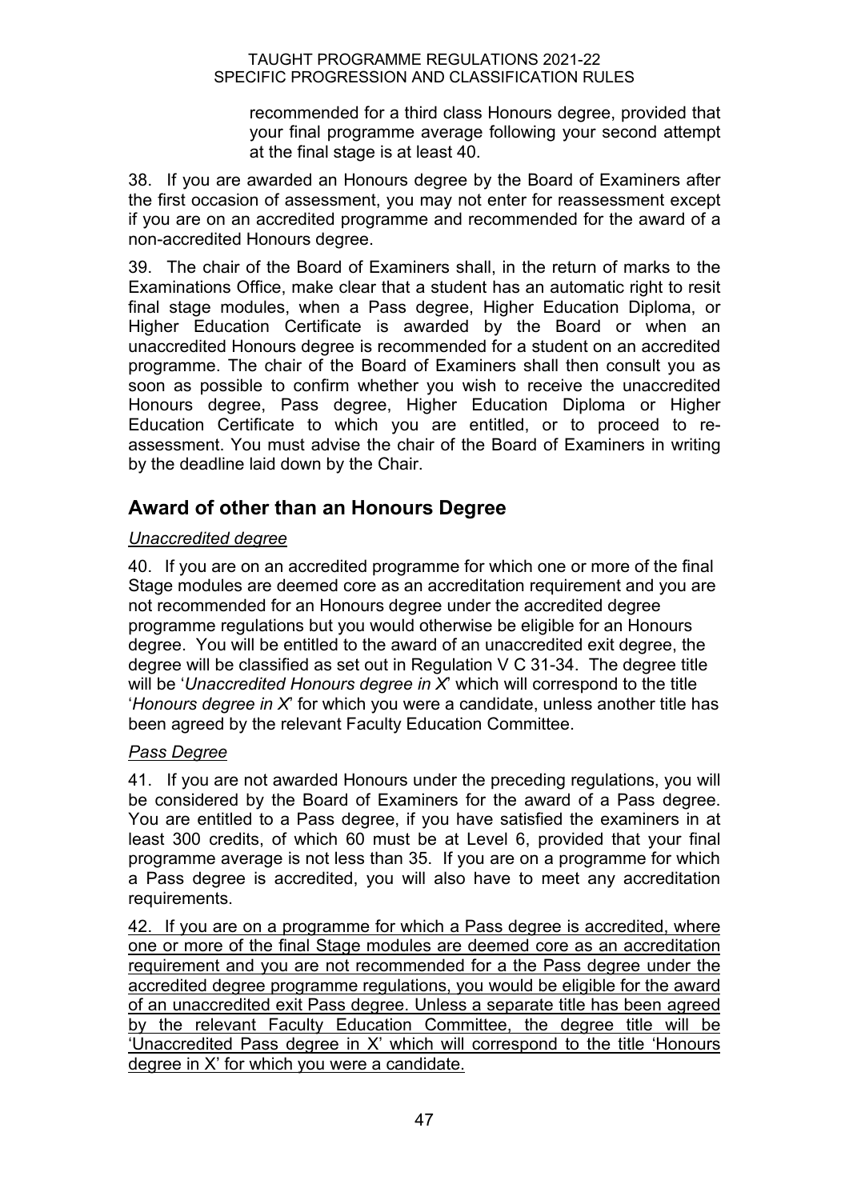recommended for a third class Honours degree, provided that your final programme average following your second attempt at the final stage is at least 40.

38. If you are awarded an Honours degree by the Board of Examiners after the first occasion of assessment, you may not enter for reassessment except if you are on an accredited programme and recommended for the award of a non-accredited Honours degree.

39. The chair of the Board of Examiners shall, in the return of marks to the Examinations Office, make clear that a student has an automatic right to resit final stage modules, when a Pass degree, Higher Education Diploma, or Higher Education Certificate is awarded by the Board or when an unaccredited Honours degree is recommended for a student on an accredited programme. The chair of the Board of Examiners shall then consult you as soon as possible to confirm whether you wish to receive the unaccredited Honours degree, Pass degree, Higher Education Diploma or Higher Education Certificate to which you are entitled, or to proceed to re-assessment. You must advise the chair of the Board of Examiners in writing by the deadline laid down by the Chair.

## Award of other than an Honours Degree

*Unaccredited degree*

40. If you are on an accredited programme for which one or more of the final Stage modules are deemed core as an accreditation requirement and you are not recommended for an Honours degree under the accredited degree programme regulations but you would otherwise be eligible for an Honours degree. You will be entitled to the award of an unaccredited exit degree, the degree will be classified as set out in Regulation V C 31-34. The degree title will be '*Unaccredited Honours degree in X*' which will correspond to the title '*Honours degree in X*' for which you were a candidate, unless another title has been agreed by the relevant Faculty Education Committee.

*Pass Degree*

41. If you are not awarded Honours under the preceding regulations, you will be considered by the Board of Examiners for the award of a Pass degree. You are entitled to a Pass degree, if you have satisfied the examiners in at least 300 credits, of which 60 must be at Level 6, provided that your final programme average is not less than 35. If you are on a programme for which a Pass degree is accredited, you will also have to meet any accreditation requirements.

42. If you are on a programme for which a Pass degree is accredited, where one or more of the final Stage modules are deemed core as an accreditation requirement and you are not recommended for a the Pass degree under the accredited degree programme regulations, you would be eligible for the award of an unaccredited exit Pass degree. Unless a separate title has been agreed by the relevant Faculty Education Committee, the degree title will be 'Unaccredited Pass degree in X' which will correspond to the title 'Honours degree in X' for which you were a candidate.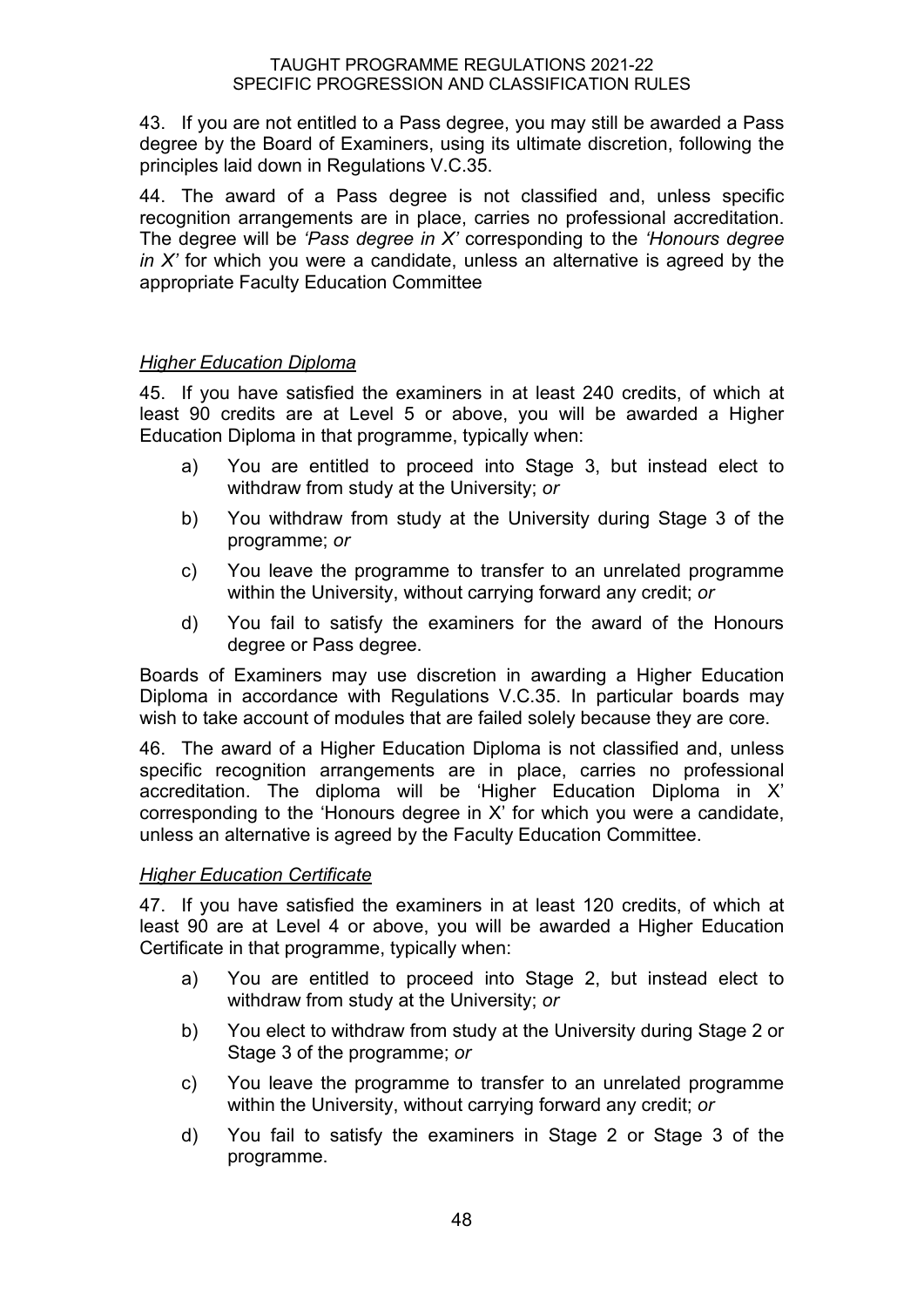43. If you are not entitled to a Pass degree, you may still be awarded a Pass degree by the Board of Examiners, using its ultimate discretion, following the principles laid down in Regulations V.C.35.

44. The award of a Pass degree is not classified and, unless specific recognition arrangements are in place, carries no professional accreditation. The degree will be *'Pass degree in X'* corresponding to the *'Honours degree in X'* for which you were a candidate, unless an alternative is agreed by the appropriate Faculty Education Committee

*Higher Education Diploma*

45. If you have satisfied the examiners in at least 240 credits, of which at least 90 credits are at Level 5 or above, you will be awarded a Higher Education Diploma in that programme, typically when:

a) You are entitled to proceed into Stage 3, but instead elect to withdraw from study at the University; *or*

b) You withdraw from study at the University during Stage 3 of the programme; *or*

c) You leave the programme to transfer to an unrelated programme within the University, without carrying forward any credit; *or*

d) You fail to satisfy the examiners for the award of the Honours degree or Pass degree.

Boards of Examiners may use discretion in awarding a Higher Education Diploma in accordance with Regulations V.C.35. In particular boards may wish to take account of modules that are failed solely because they are core.

46. The award of a Higher Education Diploma is not classified and, unless specific recognition arrangements are in place, carries no professional accreditation. The diploma will be 'Higher Education Diploma in X' corresponding to the 'Honours degree in X' for which you were a candidate, unless an alternative is agreed by the Faculty Education Committee.

*Higher Education Certificate*

47. If you have satisfied the examiners in at least 120 credits, of which at least 90 are at Level 4 or above, you will be awarded a Higher Education Certificate in that programme, typically when:

a) You are entitled to proceed into Stage 2, but instead elect to withdraw from study at the University; *or*

b) You elect to withdraw from study at the University during Stage 2 or Stage 3 of the programme; *or*

c) You leave the programme to transfer to an unrelated programme within the University, without carrying forward any credit; *or*

d) You fail to satisfy the examiners in Stage 2 or Stage 3 of the programme.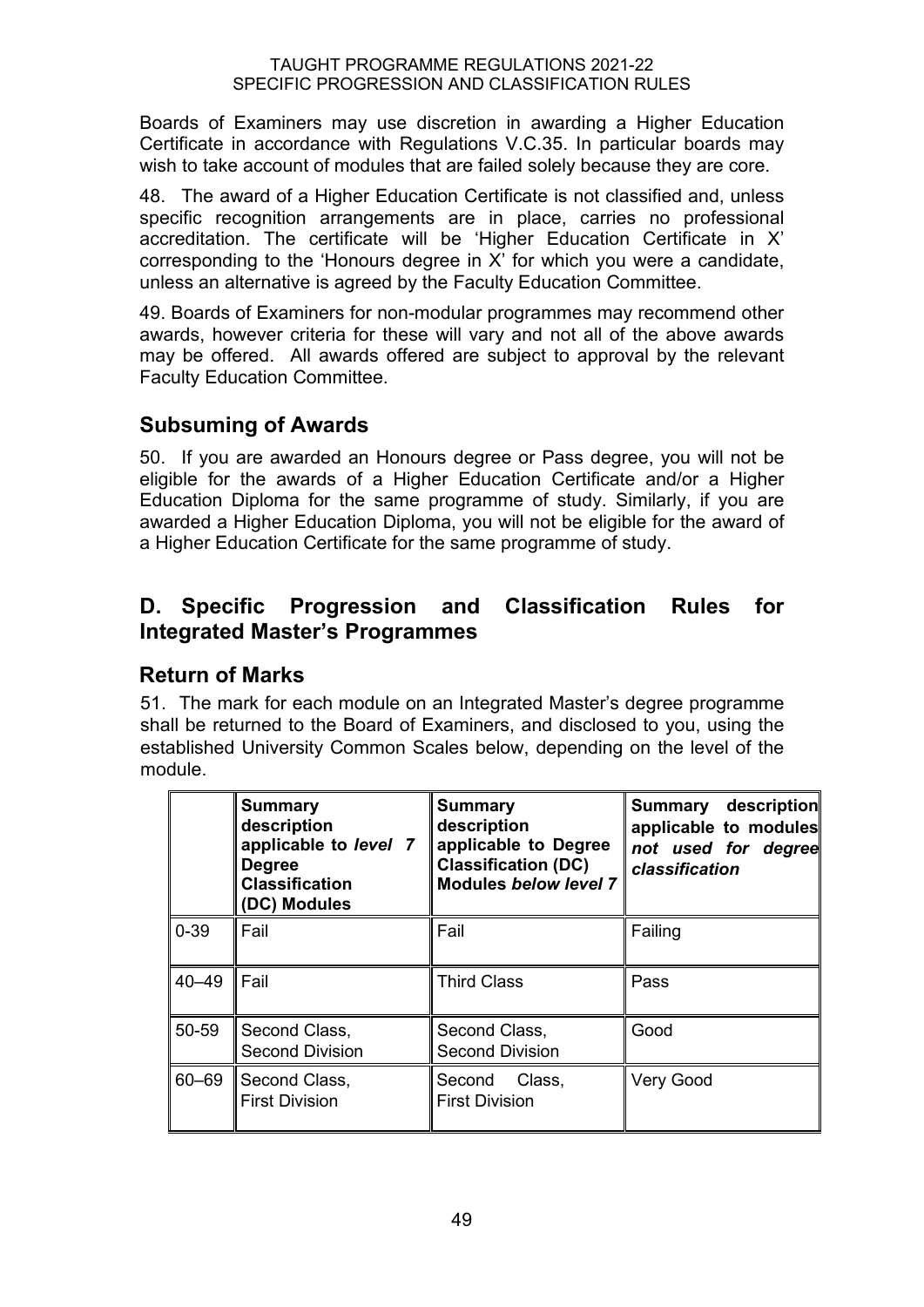Boards of Examiners may use discretion in awarding a Higher Education Certificate in accordance with Regulations V.C.35. In particular boards may wish to take account of modules that are failed solely because they are core.

48. The award of a Higher Education Certificate is not classified and, unless specific recognition arrangements are in place, carries no professional accreditation. The certificate will be 'Higher Education Certificate in X' corresponding to the 'Honours degree in X' for which you were a candidate, unless an alternative is agreed by the Faculty Education Committee.

49. Boards of Examiners for non-modular programmes may recommend other awards, however criteria for these will vary and not all of the above awards may be offered. All awards offered are subject to approval by the relevant Faculty Education Committee.

## Subsuming of Awards

50. If you are awarded an Honours degree or Pass degree, you will not be eligible for the awards of a Higher Education Certificate and/or a Higher Education Diploma for the same programme of study. Similarly, if you are awarded a Higher Education Diploma, you will not be eligible for the award of a Higher Education Certificate for the same programme of study.

## D. Specific Progression and Classification Rules for Integrated Master's Programmes

## Return of Marks

51. The mark for each module on an Integrated Master's degree programme shall be returned to the Board of Examiners, and disclosed to you, using the established University Common Scales below, depending on the level of the module.

| | **Summary description applicable to *level 7* Degree Classification (DC) Modules** | **Summary description applicable to Degree Classification (DC) Modules *below level 7*** | **Summary description applicable to modules *not used for degree classification*** |
|---|---|---|---|
| 0-39 | Fail | Fail | Failing |
| 40–49 | Fail | Third Class | Pass |
| 50-59 | Second Class, Second Division | Second Class, Second Division | Good |
| 60–69 | Second Class, First Division | Second Class, First Division | Very Good |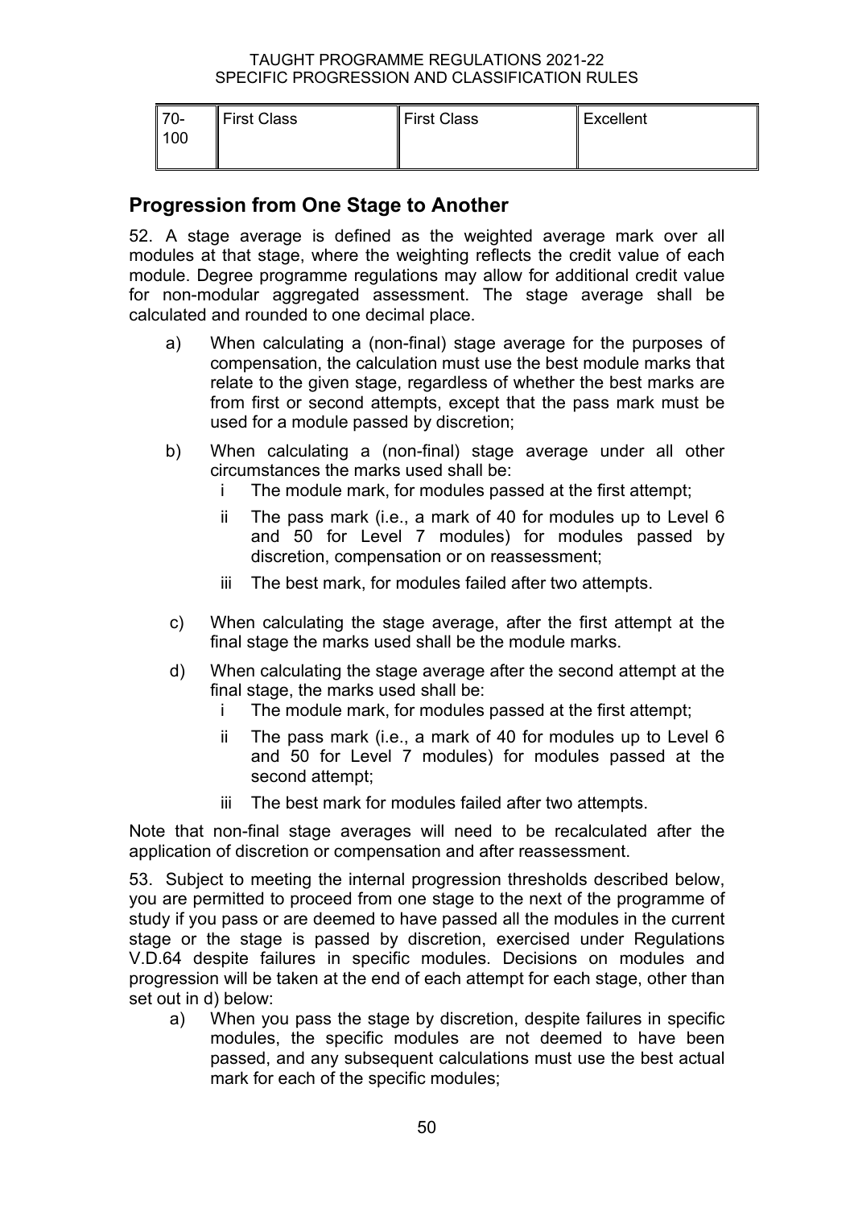| 70-100 | First Class | First Class | Excellent |
| --- | --- | --- | --- |

## Progression from One Stage to Another

52. A stage average is defined as the weighted average mark over all modules at that stage, where the weighting reflects the credit value of each module. Degree programme regulations may allow for additional credit value for non-modular aggregated assessment. The stage average shall be calculated and rounded to one decimal place.

a) When calculating a (non-final) stage average for the purposes of compensation, the calculation must use the best module marks that relate to the given stage, regardless of whether the best marks are from first or second attempts, except that the pass mark must be used for a module passed by discretion;

b) When calculating a (non-final) stage average under all other circumstances the marks used shall be:

   i The module mark, for modules passed at the first attempt;

   ii The pass mark (i.e., a mark of 40 for modules up to Level 6 and 50 for Level 7 modules) for modules passed by discretion, compensation or on reassessment;

   iii The best mark, for modules failed after two attempts.

c) When calculating the stage average, after the first attempt at the final stage the marks used shall be the module marks.

d) When calculating the stage average after the second attempt at the final stage, the marks used shall be:

   i The module mark, for modules passed at the first attempt;

   ii The pass mark (i.e., a mark of 40 for modules up to Level 6 and 50 for Level 7 modules) for modules passed at the second attempt;

   iii The best mark for modules failed after two attempts.

Note that non-final stage averages will need to be recalculated after the application of discretion or compensation and after reassessment.

53. Subject to meeting the internal progression thresholds described below, you are permitted to proceed from one stage to the next of the programme of study if you pass or are deemed to have passed all the modules in the current stage or the stage is passed by discretion, exercised under Regulations V.D.64 despite failures in specific modules. Decisions on modules and progression will be taken at the end of each attempt for each stage, other than set out in d) below:

a) When you pass the stage by discretion, despite failures in specific modules, the specific modules are not deemed to have been passed, and any subsequent calculations must use the best actual mark for each of the specific modules;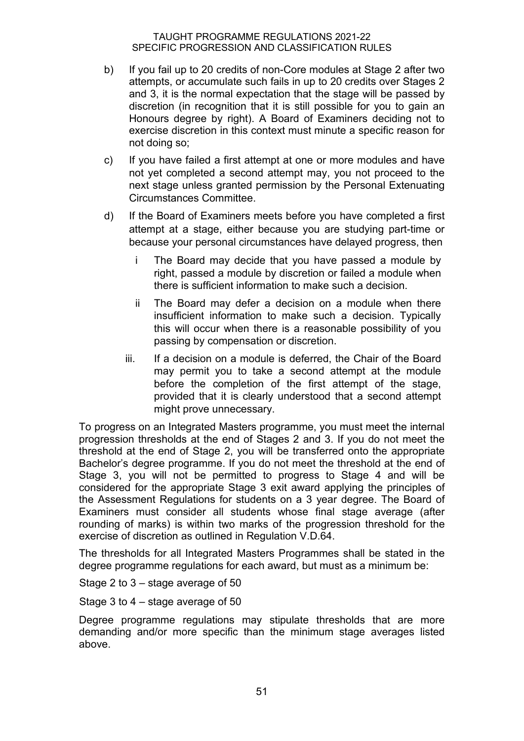b) If you fail up to 20 credits of non-Core modules at Stage 2 after two attempts, or accumulate such fails in up to 20 credits over Stages 2 and 3, it is the normal expectation that the stage will be passed by discretion (in recognition that it is still possible for you to gain an Honours degree by right). A Board of Examiners deciding not to exercise discretion in this context must minute a specific reason for not doing so;

c) If you have failed a first attempt at one or more modules and have not yet completed a second attempt may, you not proceed to the next stage unless granted permission by the Personal Extenuating Circumstances Committee.

d) If the Board of Examiners meets before you have completed a first attempt at a stage, either because you are studying part-time or because your personal circumstances have delayed progress, then

   i The Board may decide that you have passed a module by right, passed a module by discretion or failed a module when there is sufficient information to make such a decision.

   ii The Board may defer a decision on a module when there insufficient information to make such a decision. Typically this will occur when there is a reasonable possibility of you passing by compensation or discretion.

   iii. If a decision on a module is deferred, the Chair of the Board may permit you to take a second attempt at the module before the completion of the first attempt of the stage, provided that it is clearly understood that a second attempt might prove unnecessary.

To progress on an Integrated Masters programme, you must meet the internal progression thresholds at the end of Stages 2 and 3. If you do not meet the threshold at the end of Stage 2, you will be transferred onto the appropriate Bachelor's degree programme. If you do not meet the threshold at the end of Stage 3, you will not be permitted to progress to Stage 4 and will be considered for the appropriate Stage 3 exit award applying the principles of the Assessment Regulations for students on a 3 year degree. The Board of Examiners must consider all students whose final stage average (after rounding of marks) is within two marks of the progression threshold for the exercise of discretion as outlined in Regulation V.D.64.

The thresholds for all Integrated Masters Programmes shall be stated in the degree programme regulations for each award, but must as a minimum be:

Stage 2 to 3 – stage average of 50

Stage 3 to 4 – stage average of 50

Degree programme regulations may stipulate thresholds that are more demanding and/or more specific than the minimum stage averages listed above.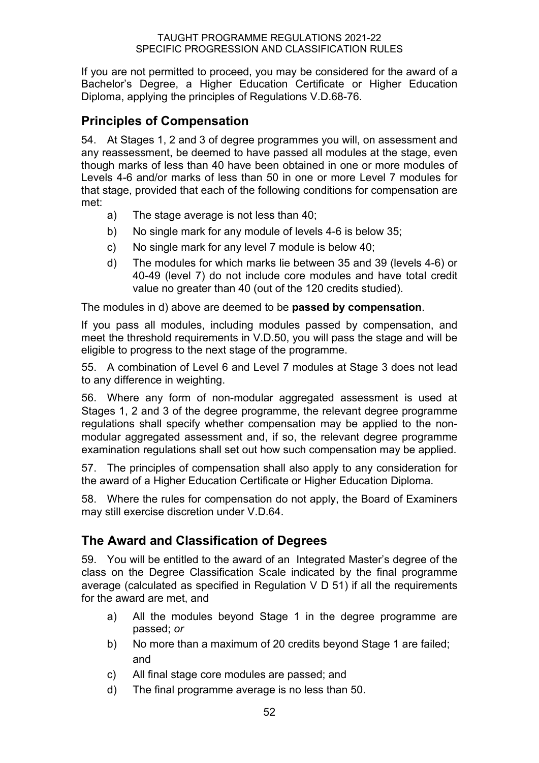If you are not permitted to proceed, you may be considered for the award of a Bachelor's Degree, a Higher Education Certificate or Higher Education Diploma, applying the principles of Regulations V.D.68-76.

## Principles of Compensation

54. At Stages 1, 2 and 3 of degree programmes you will, on assessment and any reassessment, be deemed to have passed all modules at the stage, even though marks of less than 40 have been obtained in one or more modules of Levels 4-6 and/or marks of less than 50 in one or more Level 7 modules for that stage, provided that each of the following conditions for compensation are met:

   a) The stage average is not less than 40;
   b) No single mark for any module of levels 4-6 is below 35;
   c) No single mark for any level 7 module is below 40;
   d) The modules for which marks lie between 35 and 39 (levels 4-6) or 40-49 (level 7) do not include core modules and have total credit value no greater than 40 (out of the 120 credits studied).

The modules in d) above are deemed to be **passed by compensation**.

If you pass all modules, including modules passed by compensation, and meet the threshold requirements in V.D.50, you will pass the stage and will be eligible to progress to the next stage of the programme.

55. A combination of Level 6 and Level 7 modules at Stage 3 does not lead to any difference in weighting.

56. Where any form of non-modular aggregated assessment is used at Stages 1, 2 and 3 of the degree programme, the relevant degree programme regulations shall specify whether compensation may be applied to the non-modular aggregated assessment and, if so, the relevant degree programme examination regulations shall set out how such compensation may be applied.

57. The principles of compensation shall also apply to any consideration for the award of a Higher Education Certificate or Higher Education Diploma.

58. Where the rules for compensation do not apply, the Board of Examiners may still exercise discretion under V.D.64.

## The Award and Classification of Degrees

59. You will be entitled to the award of an Integrated Master's degree of the class on the Degree Classification Scale indicated by the final programme average (calculated as specified in Regulation V D 51) if all the requirements for the award are met, and

   a) All the modules beyond Stage 1 in the degree programme are passed; *or*
   b) No more than a maximum of 20 credits beyond Stage 1 are failed; and
   c) All final stage core modules are passed; and
   d) The final programme average is no less than 50.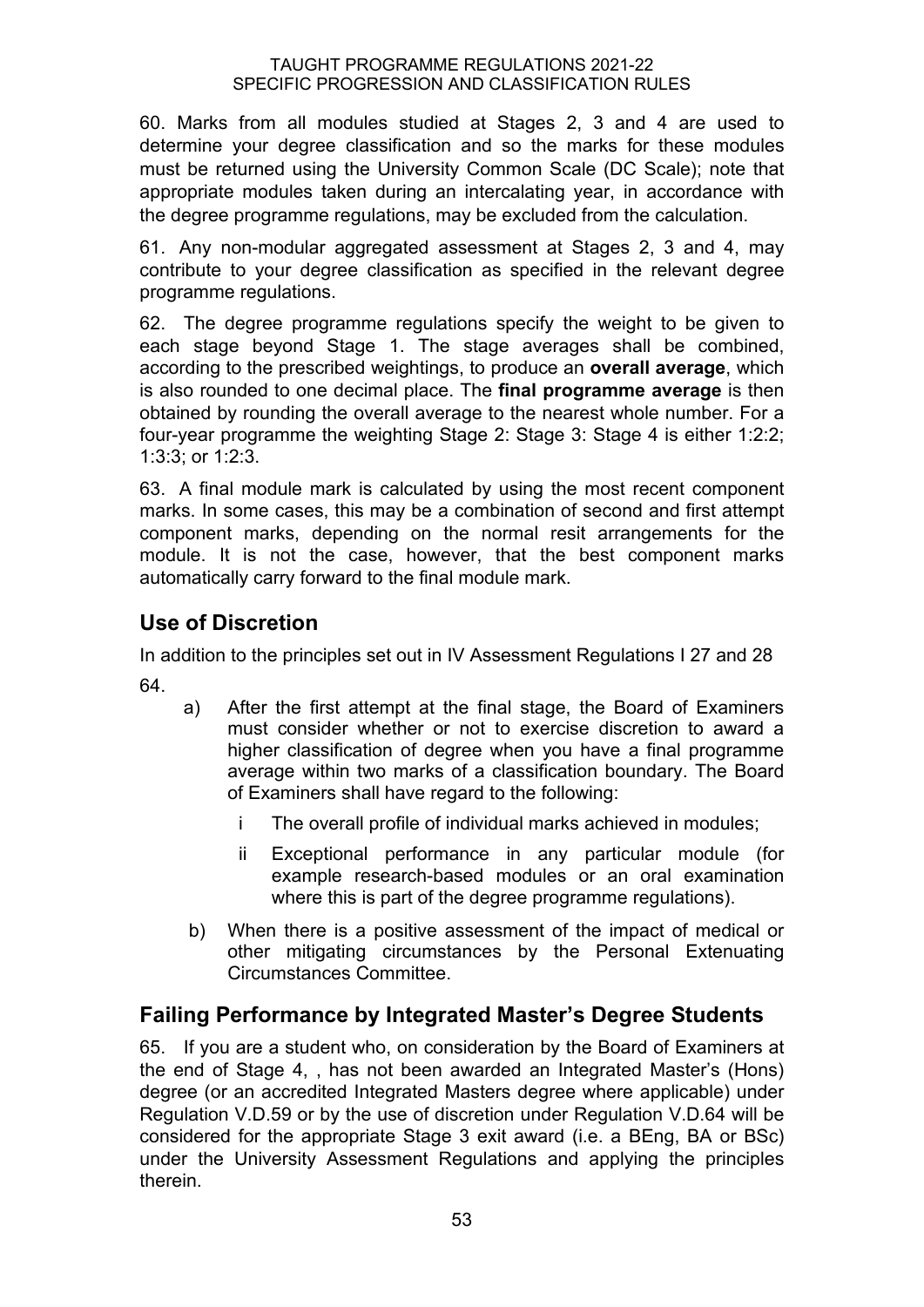60. Marks from all modules studied at Stages 2, 3 and 4 are used to determine your degree classification and so the marks for these modules must be returned using the University Common Scale (DC Scale); note that appropriate modules taken during an intercalating year, in accordance with the degree programme regulations, may be excluded from the calculation.

61. Any non-modular aggregated assessment at Stages 2, 3 and 4, may contribute to your degree classification as specified in the relevant degree programme regulations.

62. The degree programme regulations specify the weight to be given to each stage beyond Stage 1. The stage averages shall be combined, according to the prescribed weightings, to produce an **overall average**, which is also rounded to one decimal place. The **final programme average** is then obtained by rounding the overall average to the nearest whole number. For a four-year programme the weighting Stage 2: Stage 3: Stage 4 is either 1:2:2; 1:3:3; or 1:2:3.

63. A final module mark is calculated by using the most recent component marks. In some cases, this may be a combination of second and first attempt component marks, depending on the normal resit arrangements for the module. It is not the case, however, that the best component marks automatically carry forward to the final module mark.

## Use of Discretion

In addition to the principles set out in IV Assessment Regulations I 27 and 28

64.

a) After the first attempt at the final stage, the Board of Examiners must consider whether or not to exercise discretion to award a higher classification of degree when you have a final programme average within two marks of a classification boundary. The Board of Examiners shall have regard to the following:

   i The overall profile of individual marks achieved in modules;

   ii Exceptional performance in any particular module (for example research-based modules or an oral examination where this is part of the degree programme regulations).

b) When there is a positive assessment of the impact of medical or other mitigating circumstances by the Personal Extenuating Circumstances Committee.

## Failing Performance by Integrated Master's Degree Students

65. If you are a student who, on consideration by the Board of Examiners at the end of Stage 4, , has not been awarded an Integrated Master's (Hons) degree (or an accredited Integrated Masters degree where applicable) under Regulation V.D.59 or by the use of discretion under Regulation V.D.64 will be considered for the appropriate Stage 3 exit award (i.e. a BEng, BA or BSc) under the University Assessment Regulations and applying the principles therein.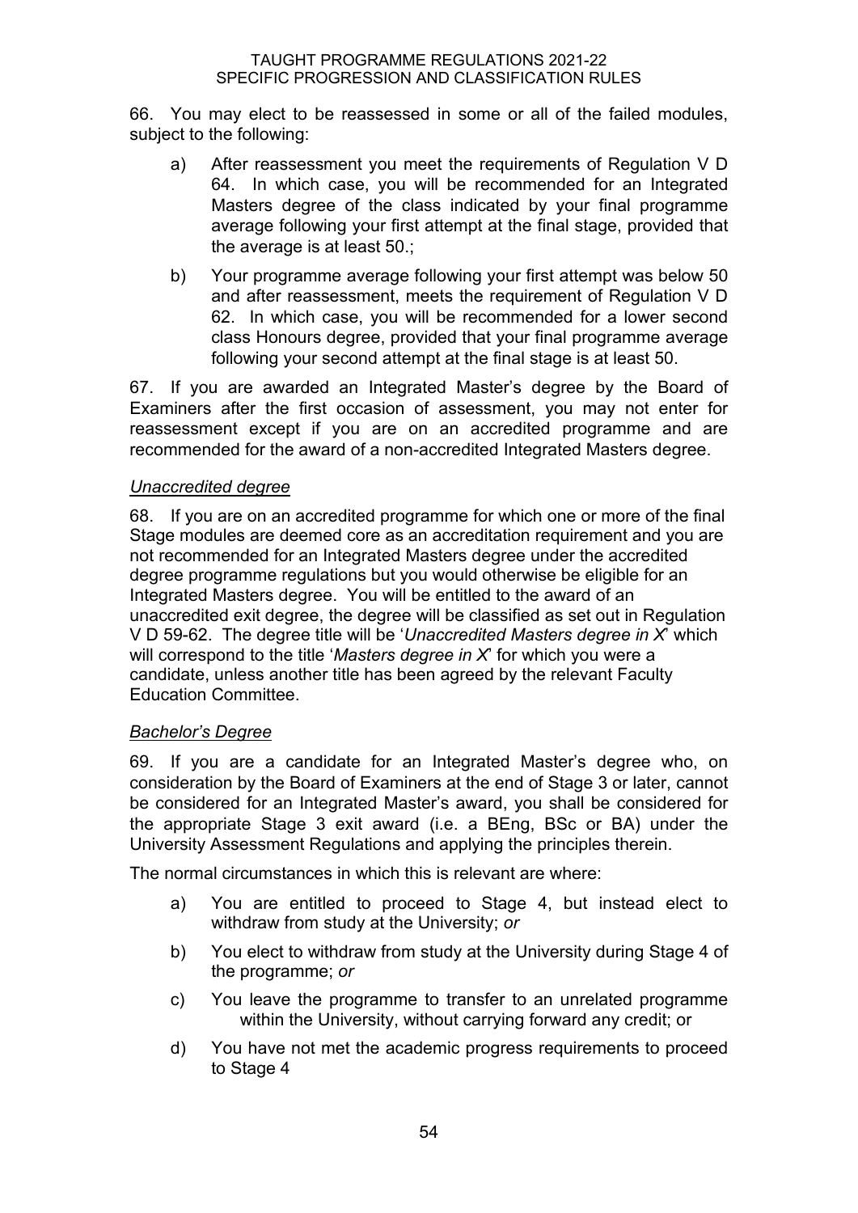66. You may elect to be reassessed in some or all of the failed modules, subject to the following:

a) After reassessment you meet the requirements of Regulation V D 64. In which case, you will be recommended for an Integrated Masters degree of the class indicated by your final programme average following your first attempt at the final stage, provided that the average is at least 50.;

b) Your programme average following your first attempt was below 50 and after reassessment, meets the requirement of Regulation V D 62. In which case, you will be recommended for a lower second class Honours degree, provided that your final programme average following your second attempt at the final stage is at least 50.

67. If you are awarded an Integrated Master's degree by the Board of Examiners after the first occasion of assessment, you may not enter for reassessment except if you are on an accredited programme and are recommended for the award of a non-accredited Integrated Masters degree.

*Unaccredited degree*

68. If you are on an accredited programme for which one or more of the final Stage modules are deemed core as an accreditation requirement and you are not recommended for an Integrated Masters degree under the accredited degree programme regulations but you would otherwise be eligible for an Integrated Masters degree. You will be entitled to the award of an unaccredited exit degree, the degree will be classified as set out in Regulation V D 59-62. The degree title will be '*Unaccredited Masters degree in X*' which will correspond to the title '*Masters degree in X*' for which you were a candidate, unless another title has been agreed by the relevant Faculty Education Committee.

*Bachelor's Degree*

69. If you are a candidate for an Integrated Master's degree who, on consideration by the Board of Examiners at the end of Stage 3 or later, cannot be considered for an Integrated Master's award, you shall be considered for the appropriate Stage 3 exit award (i.e. a BEng, BSc or BA) under the University Assessment Regulations and applying the principles therein.

The normal circumstances in which this is relevant are where:

a) You are entitled to proceed to Stage 4, but instead elect to withdraw from study at the University; *or*

b) You elect to withdraw from study at the University during Stage 4 of the programme; *or*

c) You leave the programme to transfer to an unrelated programme within the University, without carrying forward any credit; or

d) You have not met the academic progress requirements to proceed to Stage 4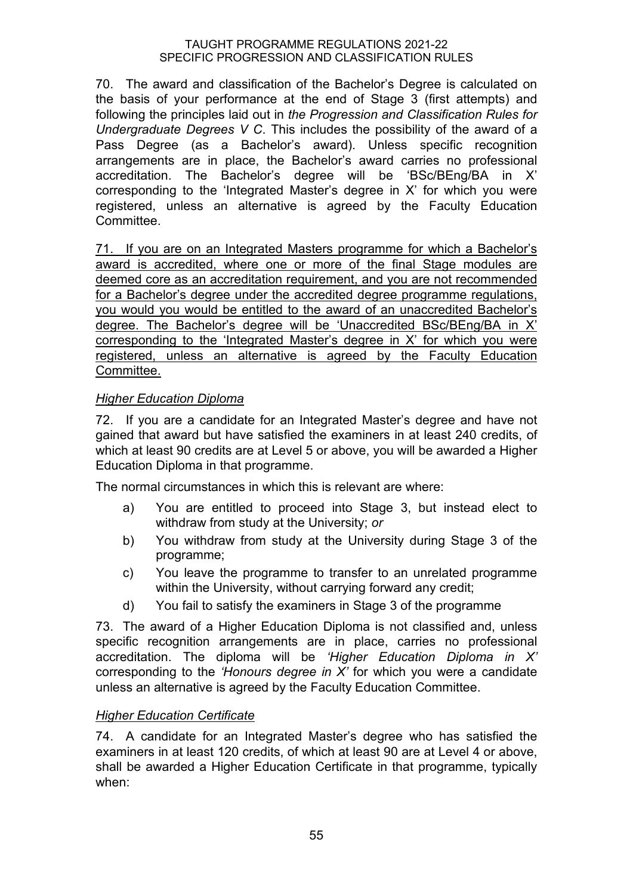70. The award and classification of the Bachelor's Degree is calculated on the basis of your performance at the end of Stage 3 (first attempts) and following the principles laid out in *the Progression and Classification Rules for Undergraduate Degrees V C*. This includes the possibility of the award of a Pass Degree (as a Bachelor's award). Unless specific recognition arrangements are in place, the Bachelor's award carries no professional accreditation. The Bachelor's degree will be 'BSc/BEng/BA in X' corresponding to the 'Integrated Master's degree in X' for which you were registered, unless an alternative is agreed by the Faculty Education Committee.

<u>71. If you are on an Integrated Masters programme for which a Bachelor's award is accredited, where one or more of the final Stage modules are deemed core as an accreditation requirement, and you are not recommended for a Bachelor's degree under the accredited degree programme regulations, you would you would be entitled to the award of an unaccredited Bachelor's degree. The Bachelor's degree will be 'Unaccredited BSc/BEng/BA in X' corresponding to the 'Integrated Master's degree in X' for which you were registered, unless an alternative is agreed by the Faculty Education Committee.</u>

### *Higher Education Diploma*

72. If you are a candidate for an Integrated Master's degree and have not gained that award but have satisfied the examiners in at least 240 credits, of which at least 90 credits are at Level 5 or above, you will be awarded a Higher Education Diploma in that programme.

The normal circumstances in which this is relevant are where:

a) You are entitled to proceed into Stage 3, but instead elect to withdraw from study at the University; *or*

b) You withdraw from study at the University during Stage 3 of the programme;

c) You leave the programme to transfer to an unrelated programme within the University, without carrying forward any credit;

d) You fail to satisfy the examiners in Stage 3 of the programme

73. The award of a Higher Education Diploma is not classified and, unless specific recognition arrangements are in place, carries no professional accreditation. The diploma will be *'Higher Education Diploma in X'* corresponding to the *'Honours degree in X'* for which you were a candidate unless an alternative is agreed by the Faculty Education Committee.

### *Higher Education Certificate*

74. A candidate for an Integrated Master's degree who has satisfied the examiners in at least 120 credits, of which at least 90 are at Level 4 or above, shall be awarded a Higher Education Certificate in that programme, typically when: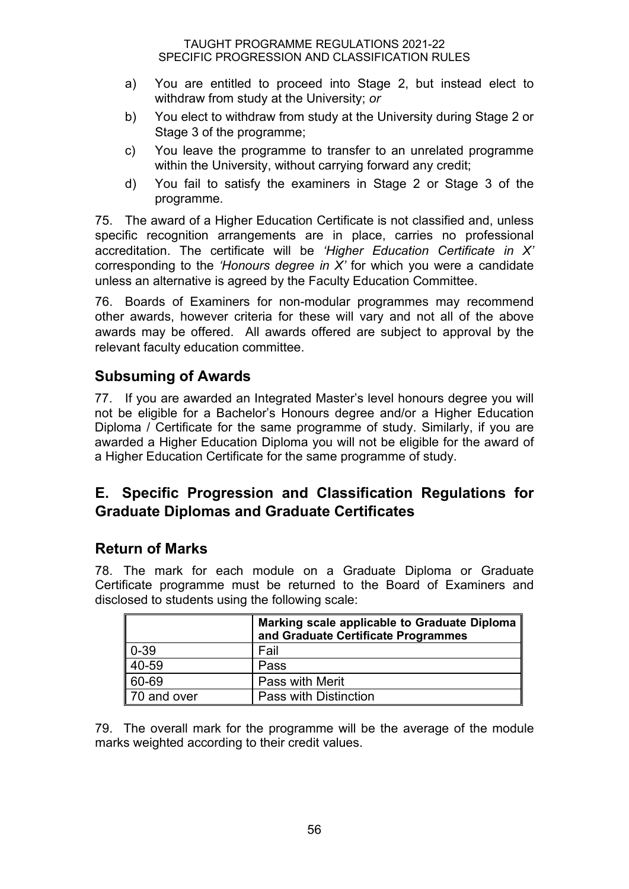a) You are entitled to proceed into Stage 2, but instead elect to withdraw from study at the University; *or*

b) You elect to withdraw from study at the University during Stage 2 or Stage 3 of the programme;

c) You leave the programme to transfer to an unrelated programme within the University, without carrying forward any credit;

d) You fail to satisfy the examiners in Stage 2 or Stage 3 of the programme.

75. The award of a Higher Education Certificate is not classified and, unless specific recognition arrangements are in place, carries no professional accreditation. The certificate will be *'Higher Education Certificate in X'* corresponding to the *'Honours degree in X'* for which you were a candidate unless an alternative is agreed by the Faculty Education Committee.

76. Boards of Examiners for non-modular programmes may recommend other awards, however criteria for these will vary and not all of the above awards may be offered. All awards offered are subject to approval by the relevant faculty education committee.

## Subsuming of Awards

77. If you are awarded an Integrated Master's level honours degree you will not be eligible for a Bachelor's Honours degree and/or a Higher Education Diploma / Certificate for the same programme of study. Similarly, if you are awarded a Higher Education Diploma you will not be eligible for the award of a Higher Education Certificate for the same programme of study.

## E. Specific Progression and Classification Regulations for Graduate Diplomas and Graduate Certificates

## Return of Marks

78. The mark for each module on a Graduate Diploma or Graduate Certificate programme must be returned to the Board of Examiners and disclosed to students using the following scale:

| | **Marking scale applicable to Graduate Diploma and Graduate Certificate Programmes** |
|---|---|
| 0-39 | Fail |
| 40-59 | Pass |
| 60-69 | Pass with Merit |
| 70 and over | Pass with Distinction |

79. The overall mark for the programme will be the average of the module marks weighted according to their credit values.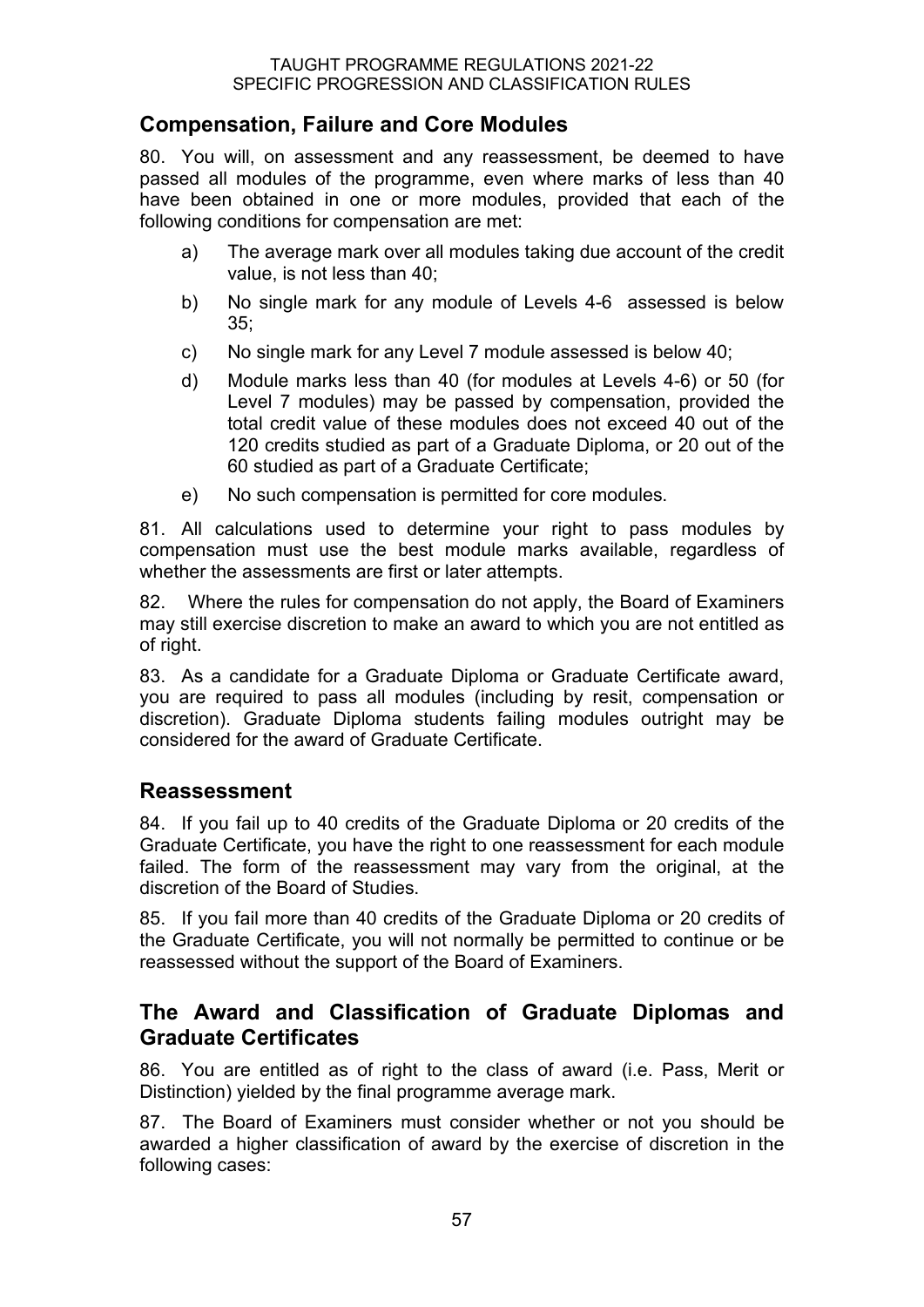## Compensation, Failure and Core Modules

80. You will, on assessment and any reassessment, be deemed to have passed all modules of the programme, even where marks of less than 40 have been obtained in one or more modules, provided that each of the following conditions for compensation are met:

a) The average mark over all modules taking due account of the credit value, is not less than 40;

b) No single mark for any module of Levels 4-6 assessed is below 35;

c) No single mark for any Level 7 module assessed is below 40;

d) Module marks less than 40 (for modules at Levels 4-6) or 50 (for Level 7 modules) may be passed by compensation, provided the total credit value of these modules does not exceed 40 out of the 120 credits studied as part of a Graduate Diploma, or 20 out of the 60 studied as part of a Graduate Certificate;

e) No such compensation is permitted for core modules.

81. All calculations used to determine your right to pass modules by compensation must use the best module marks available, regardless of whether the assessments are first or later attempts.

82. Where the rules for compensation do not apply, the Board of Examiners may still exercise discretion to make an award to which you are not entitled as of right.

83. As a candidate for a Graduate Diploma or Graduate Certificate award, you are required to pass all modules (including by resit, compensation or discretion). Graduate Diploma students failing modules outright may be considered for the award of Graduate Certificate.

## Reassessment

84. If you fail up to 40 credits of the Graduate Diploma or 20 credits of the Graduate Certificate, you have the right to one reassessment for each module failed. The form of the reassessment may vary from the original, at the discretion of the Board of Studies.

85. If you fail more than 40 credits of the Graduate Diploma or 20 credits of the Graduate Certificate, you will not normally be permitted to continue or be reassessed without the support of the Board of Examiners.

## The Award and Classification of Graduate Diplomas and Graduate Certificates

86. You are entitled as of right to the class of award (i.e. Pass, Merit or Distinction) yielded by the final programme average mark.

87. The Board of Examiners must consider whether or not you should be awarded a higher classification of award by the exercise of discretion in the following cases: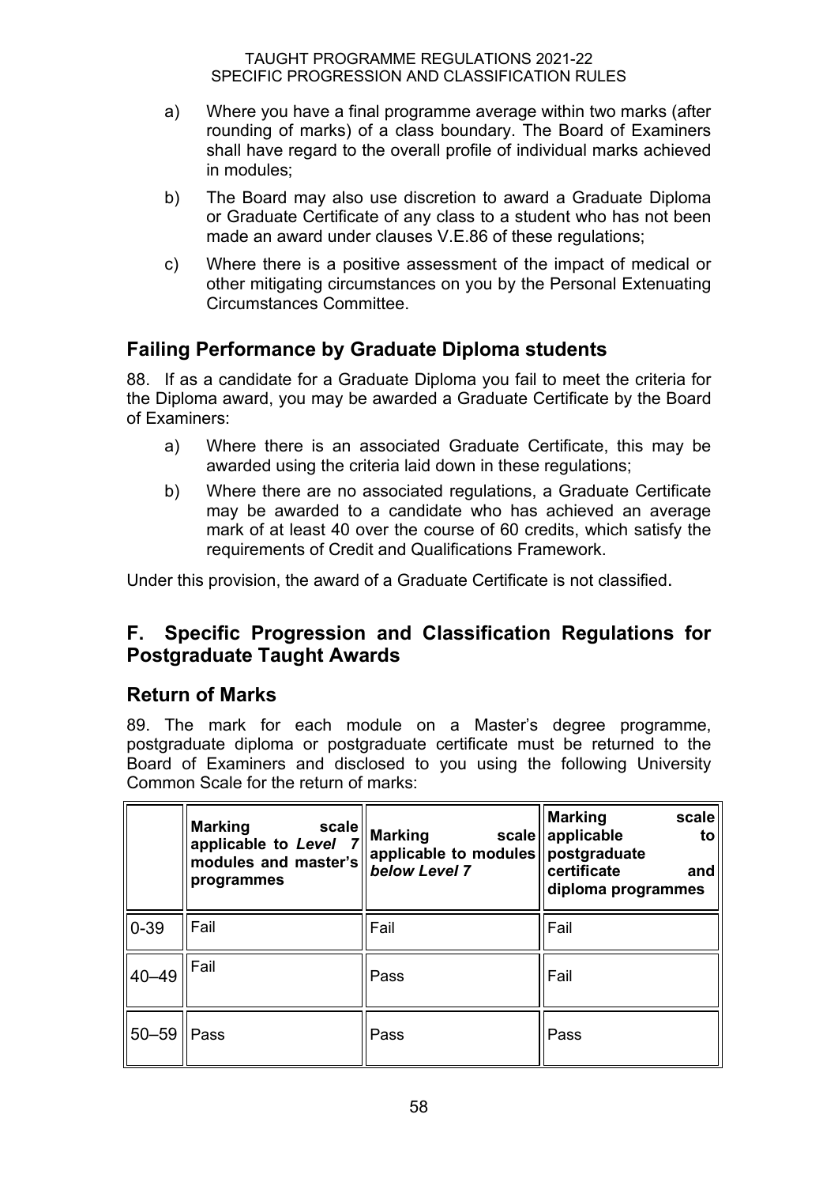a) Where you have a final programme average within two marks (after rounding of marks) of a class boundary. The Board of Examiners shall have regard to the overall profile of individual marks achieved in modules;

b) The Board may also use discretion to award a Graduate Diploma or Graduate Certificate of any class to a student who has not been made an award under clauses V.E.86 of these regulations;

c) Where there is a positive assessment of the impact of medical or other mitigating circumstances on you by the Personal Extenuating Circumstances Committee.

## Failing Performance by Graduate Diploma students

88. If as a candidate for a Graduate Diploma you fail to meet the criteria for the Diploma award, you may be awarded a Graduate Certificate by the Board of Examiners:

a) Where there is an associated Graduate Certificate, this may be awarded using the criteria laid down in these regulations;

b) Where there are no associated regulations, a Graduate Certificate may be awarded to a candidate who has achieved an average mark of at least 40 over the course of 60 credits, which satisfy the requirements of Credit and Qualifications Framework.

Under this provision, the award of a Graduate Certificate is not classified.

# F. Specific Progression and Classification Regulations for Postgraduate Taught Awards

## Return of Marks

89. The mark for each module on a Master's degree programme, postgraduate diploma or postgraduate certificate must be returned to the Board of Examiners and disclosed to you using the following University Common Scale for the return of marks:

| | **Marking scale applicable to *Level 7* modules and master's programmes** | **Marking scale applicable to modules *below Level 7*** | **Marking scale applicable to postgraduate certificate and diploma programmes** |
|---|---|---|---|
| 0-39 | Fail | Fail | Fail |
| 40–49 | Fail | Pass | Fail |
| 50–59 | Pass | Pass | Pass |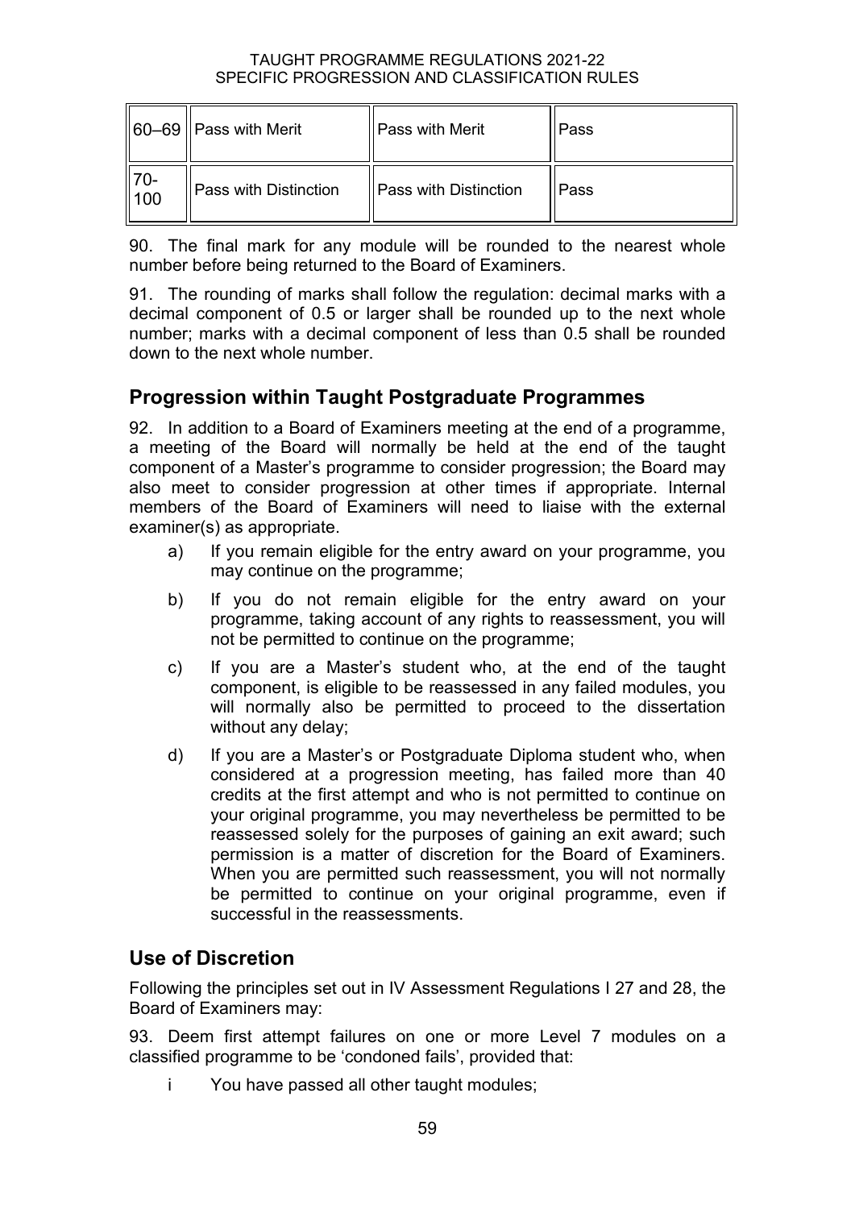| | | | |
|---|---|---|---|
| 60–69 | Pass with Merit | Pass with Merit | Pass |
| 70-100 | Pass with Distinction | Pass with Distinction | Pass |

90. The final mark for any module will be rounded to the nearest whole number before being returned to the Board of Examiners.

91. The rounding of marks shall follow the regulation: decimal marks with a decimal component of 0.5 or larger shall be rounded up to the next whole number; marks with a decimal component of less than 0.5 shall be rounded down to the next whole number.

## Progression within Taught Postgraduate Programmes

92. In addition to a Board of Examiners meeting at the end of a programme, a meeting of the Board will normally be held at the end of the taught component of a Master's programme to consider progression; the Board may also meet to consider progression at other times if appropriate. Internal members of the Board of Examiners will need to liaise with the external examiner(s) as appropriate.

a) If you remain eligible for the entry award on your programme, you may continue on the programme;

b) If you do not remain eligible for the entry award on your programme, taking account of any rights to reassessment, you will not be permitted to continue on the programme;

c) If you are a Master's student who, at the end of the taught component, is eligible to be reassessed in any failed modules, you will normally also be permitted to proceed to the dissertation without any delay;

d) If you are a Master's or Postgraduate Diploma student who, when considered at a progression meeting, has failed more than 40 credits at the first attempt and who is not permitted to continue on your original programme, you may nevertheless be permitted to be reassessed solely for the purposes of gaining an exit award; such permission is a matter of discretion for the Board of Examiners. When you are permitted such reassessment, you will not normally be permitted to continue on your original programme, even if successful in the reassessments.

## Use of Discretion

Following the principles set out in IV Assessment Regulations I 27 and 28, the Board of Examiners may:

93. Deem first attempt failures on one or more Level 7 modules on a classified programme to be 'condoned fails', provided that:

i You have passed all other taught modules;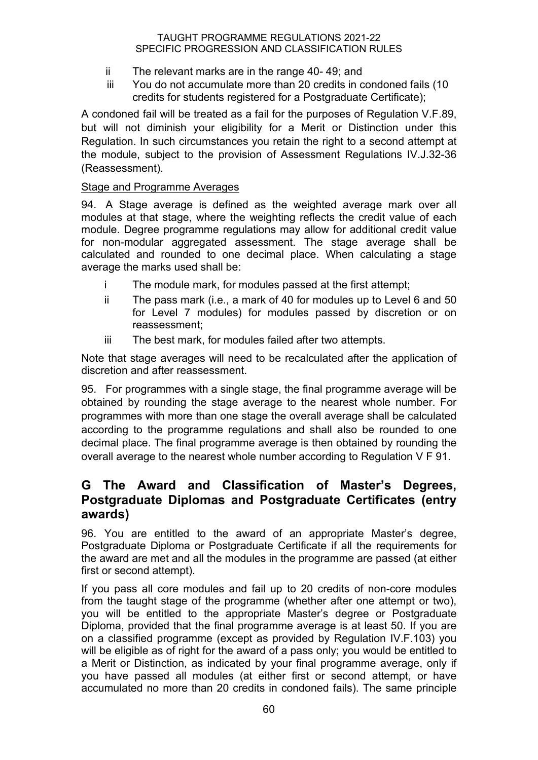ii The relevant marks are in the range 40- 49; and

iii You do not accumulate more than 20 credits in condoned fails (10 credits for students registered for a Postgraduate Certificate);

A condoned fail will be treated as a fail for the purposes of Regulation V.F.89, but will not diminish your eligibility for a Merit or Distinction under this Regulation. In such circumstances you retain the right to a second attempt at the module, subject to the provision of Assessment Regulations IV.J.32-36 (Reassessment).

Stage and Programme Averages

94. A Stage average is defined as the weighted average mark over all modules at that stage, where the weighting reflects the credit value of each module. Degree programme regulations may allow for additional credit value for non-modular aggregated assessment. The stage average shall be calculated and rounded to one decimal place. When calculating a stage average the marks used shall be:

i The module mark, for modules passed at the first attempt;

ii The pass mark (i.e., a mark of 40 for modules up to Level 6 and 50 for Level 7 modules) for modules passed by discretion or on reassessment;

iii The best mark, for modules failed after two attempts.

Note that stage averages will need to be recalculated after the application of discretion and after reassessment.

95. For programmes with a single stage, the final programme average will be obtained by rounding the stage average to the nearest whole number. For programmes with more than one stage the overall average shall be calculated according to the programme regulations and shall also be rounded to one decimal place. The final programme average is then obtained by rounding the overall average to the nearest whole number according to Regulation V F 91.

## G The Award and Classification of Master's Degrees, Postgraduate Diplomas and Postgraduate Certificates (entry awards)

96. You are entitled to the award of an appropriate Master's degree, Postgraduate Diploma or Postgraduate Certificate if all the requirements for the award are met and all the modules in the programme are passed (at either first or second attempt).

If you pass all core modules and fail up to 20 credits of non-core modules from the taught stage of the programme (whether after one attempt or two), you will be entitled to the appropriate Master's degree or Postgraduate Diploma, provided that the final programme average is at least 50. If you are on a classified programme (except as provided by Regulation IV.F.103) you will be eligible as of right for the award of a pass only; you would be entitled to a Merit or Distinction, as indicated by your final programme average, only if you have passed all modules (at either first or second attempt, or have accumulated no more than 20 credits in condoned fails). The same principle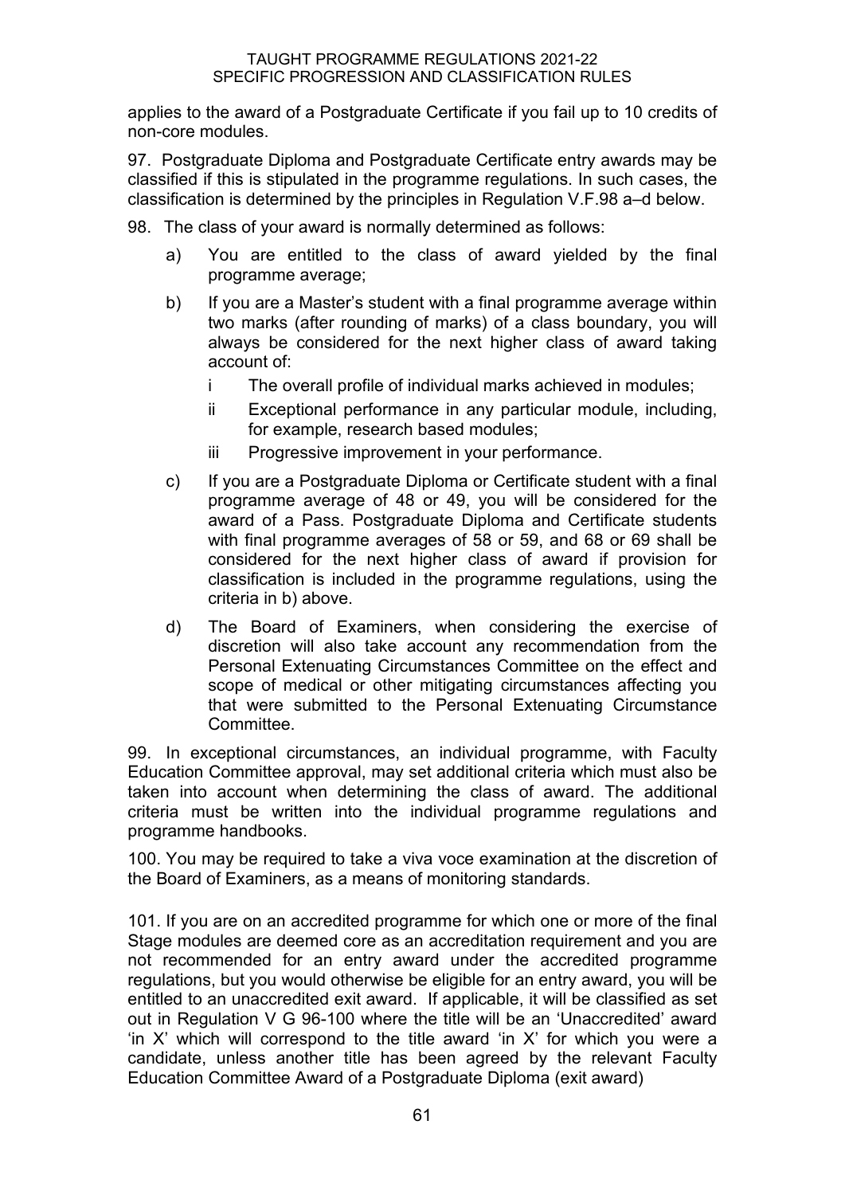applies to the award of a Postgraduate Certificate if you fail up to 10 credits of non-core modules.

97. Postgraduate Diploma and Postgraduate Certificate entry awards may be classified if this is stipulated in the programme regulations. In such cases, the classification is determined by the principles in Regulation V.F.98 a–d below.

98. The class of your award is normally determined as follows:

a) You are entitled to the class of award yielded by the final programme average;

b) If you are a Master's student with a final programme average within two marks (after rounding of marks) of a class boundary, you will always be considered for the next higher class of award taking account of:

   i The overall profile of individual marks achieved in modules;

   ii Exceptional performance in any particular module, including, for example, research based modules;

   iii Progressive improvement in your performance.

c) If you are a Postgraduate Diploma or Certificate student with a final programme average of 48 or 49, you will be considered for the award of a Pass. Postgraduate Diploma and Certificate students with final programme averages of 58 or 59, and 68 or 69 shall be considered for the next higher class of award if provision for classification is included in the programme regulations, using the criteria in b) above.

d) The Board of Examiners, when considering the exercise of discretion will also take account any recommendation from the Personal Extenuating Circumstances Committee on the effect and scope of medical or other mitigating circumstances affecting you that were submitted to the Personal Extenuating Circumstance Committee.

99. In exceptional circumstances, an individual programme, with Faculty Education Committee approval, may set additional criteria which must also be taken into account when determining the class of award. The additional criteria must be written into the individual programme regulations and programme handbooks.

100. You may be required to take a viva voce examination at the discretion of the Board of Examiners, as a means of monitoring standards.

101. If you are on an accredited programme for which one or more of the final Stage modules are deemed core as an accreditation requirement and you are not recommended for an entry award under the accredited programme regulations, but you would otherwise be eligible for an entry award, you will be entitled to an unaccredited exit award. If applicable, it will be classified as set out in Regulation V G 96-100 where the title will be an 'Unaccredited' award 'in X' which will correspond to the title award 'in X' for which you were a candidate, unless another title has been agreed by the relevant Faculty Education Committee Award of a Postgraduate Diploma (exit award)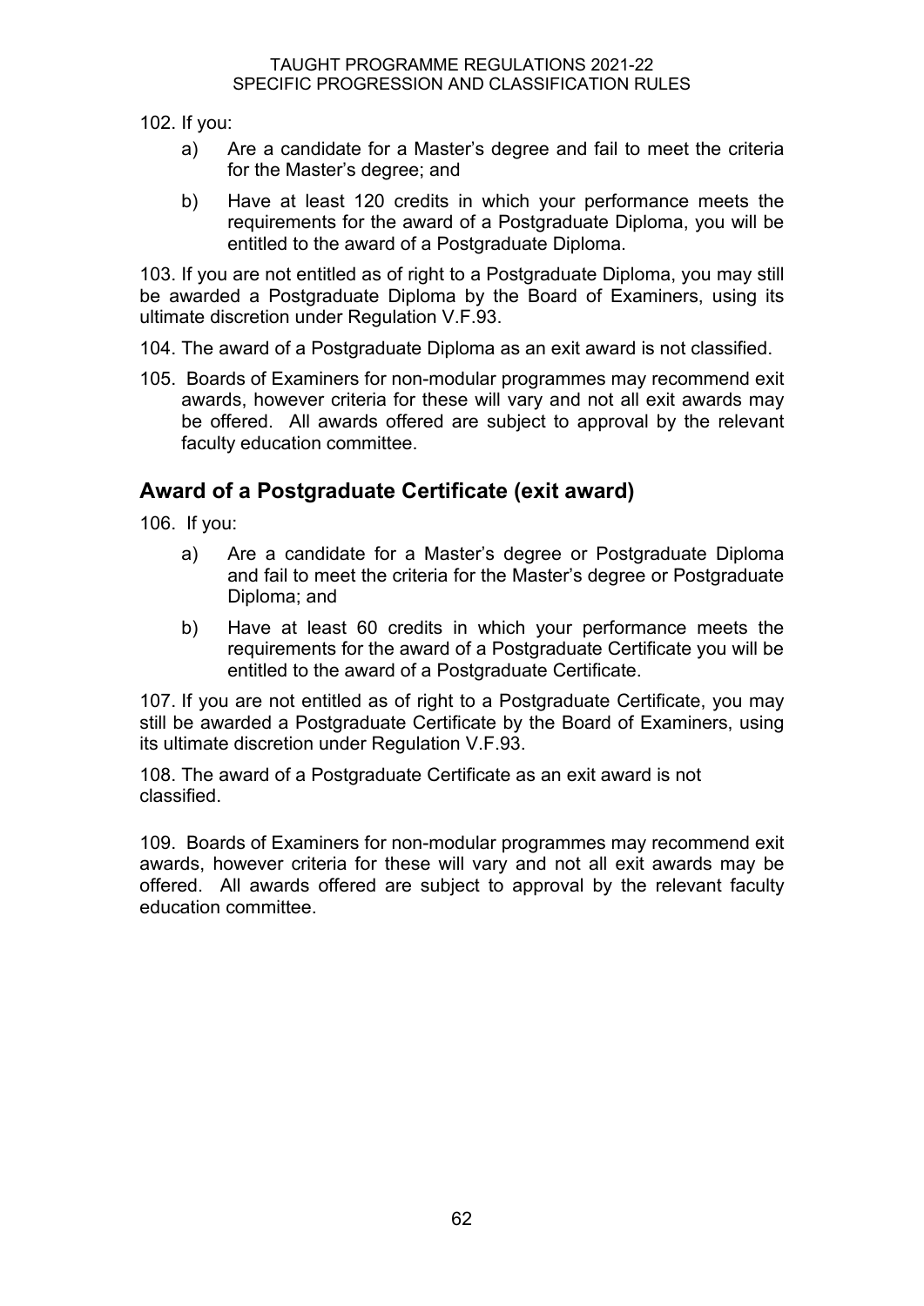102. If you:

a) Are a candidate for a Master's degree and fail to meet the criteria for the Master's degree; and

b) Have at least 120 credits in which your performance meets the requirements for the award of a Postgraduate Diploma, you will be entitled to the award of a Postgraduate Diploma.

103. If you are not entitled as of right to a Postgraduate Diploma, you may still be awarded a Postgraduate Diploma by the Board of Examiners, using its ultimate discretion under Regulation V.F.93.

104. The award of a Postgraduate Diploma as an exit award is not classified.

105. Boards of Examiners for non-modular programmes may recommend exit awards, however criteria for these will vary and not all exit awards may be offered. All awards offered are subject to approval by the relevant faculty education committee.

## Award of a Postgraduate Certificate (exit award)

106. If you:

a) Are a candidate for a Master's degree or Postgraduate Diploma and fail to meet the criteria for the Master's degree or Postgraduate Diploma; and

b) Have at least 60 credits in which your performance meets the requirements for the award of a Postgraduate Certificate you will be entitled to the award of a Postgraduate Certificate.

107. If you are not entitled as of right to a Postgraduate Certificate, you may still be awarded a Postgraduate Certificate by the Board of Examiners, using its ultimate discretion under Regulation V.F.93.

108. The award of a Postgraduate Certificate as an exit award is not classified.

109. Boards of Examiners for non-modular programmes may recommend exit awards, however criteria for these will vary and not all exit awards may be offered. All awards offered are subject to approval by the relevant faculty education committee.